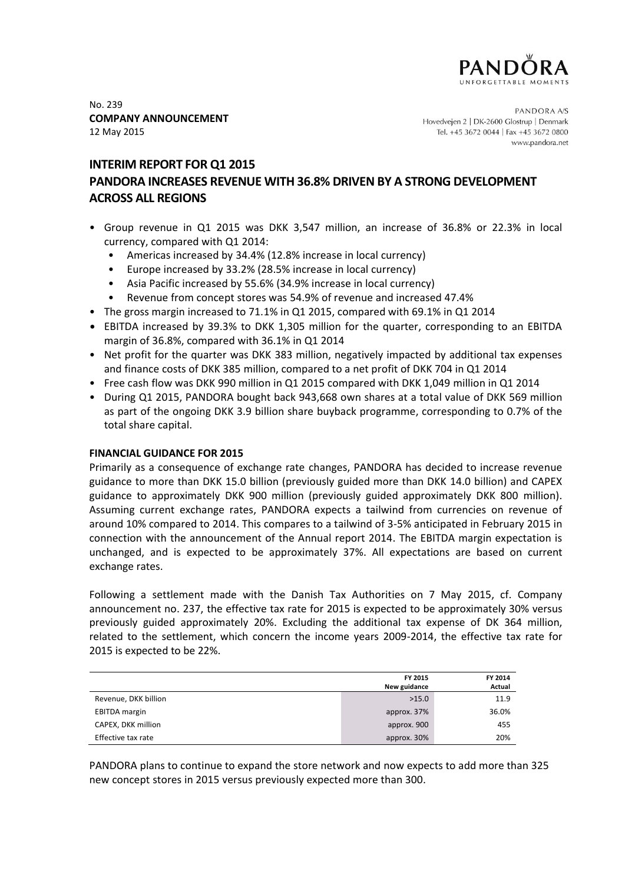No. 239
**COMPANY ANNOUNCEMENT**
12 May 2015

PANDORA A/S
Hovedvejen 2 | DK-2600 Glostrup | Denmark
Tel. +45 3672 0044 | Fax +45 3672 0800
www.pandora.net

# INTERIM REPORT FOR Q1 2015
# PANDORA INCREASES REVENUE WITH 36.8% DRIVEN BY A STRONG DEVELOPMENT ACROSS ALL REGIONS

- Group revenue in Q1 2015 was DKK 3,547 million, an increase of 36.8% or 22.3% in local currency, compared with Q1 2014:
  - Americas increased by 34.4% (12.8% increase in local currency)
  - Europe increased by 33.2% (28.5% increase in local currency)
  - Asia Pacific increased by 55.6% (34.9% increase in local currency)
  - Revenue from concept stores was 54.9% of revenue and increased 47.4%
- The gross margin increased to 71.1% in Q1 2015, compared with 69.1% in Q1 2014
- EBITDA increased by 39.3% to DKK 1,305 million for the quarter, corresponding to an EBITDA margin of 36.8%, compared with 36.1% in Q1 2014
- Net profit for the quarter was DKK 383 million, negatively impacted by additional tax expenses and finance costs of DKK 385 million, compared to a net profit of DKK 704 in Q1 2014
- Free cash flow was DKK 990 million in Q1 2015 compared with DKK 1,049 million in Q1 2014
- During Q1 2015, PANDORA bought back 943,668 own shares at a total value of DKK 569 million as part of the ongoing DKK 3.9 billion share buyback programme, corresponding to 0.7% of the total share capital.

**FINANCIAL GUIDANCE FOR 2015**

Primarily as a consequence of exchange rate changes, PANDORA has decided to increase revenue guidance to more than DKK 15.0 billion (previously guided more than DKK 14.0 billion) and CAPEX guidance to approximately DKK 900 million (previously guided approximately DKK 800 million). Assuming current exchange rates, PANDORA expects a tailwind from currencies on revenue of around 10% compared to 2014. This compares to a tailwind of 3-5% anticipated in February 2015 in connection with the announcement of the Annual report 2014. The EBITDA margin expectation is unchanged, and is expected to be approximately 37%. All expectations are based on current exchange rates.

Following a settlement made with the Danish Tax Authorities on 7 May 2015, cf. Company announcement no. 237, the effective tax rate for 2015 is expected to be approximately 30% versus previously guided approximately 20%. Excluding the additional tax expense of DK 364 million, related to the settlement, which concern the income years 2009-2014, the effective tax rate for 2015 is expected to be 22%.

| | FY 2015 New guidance | FY 2014 Actual |
|---|---|---|
| Revenue, DKK billion | >15.0 | 11.9 |
| EBITDA margin | approx. 37% | 36.0% |
| CAPEX, DKK million | approx. 900 | 455 |
| Effective tax rate | approx. 30% | 20% |

PANDORA plans to continue to expand the store network and now expects to add more than 325 new concept stores in 2015 versus previously expected more than 300.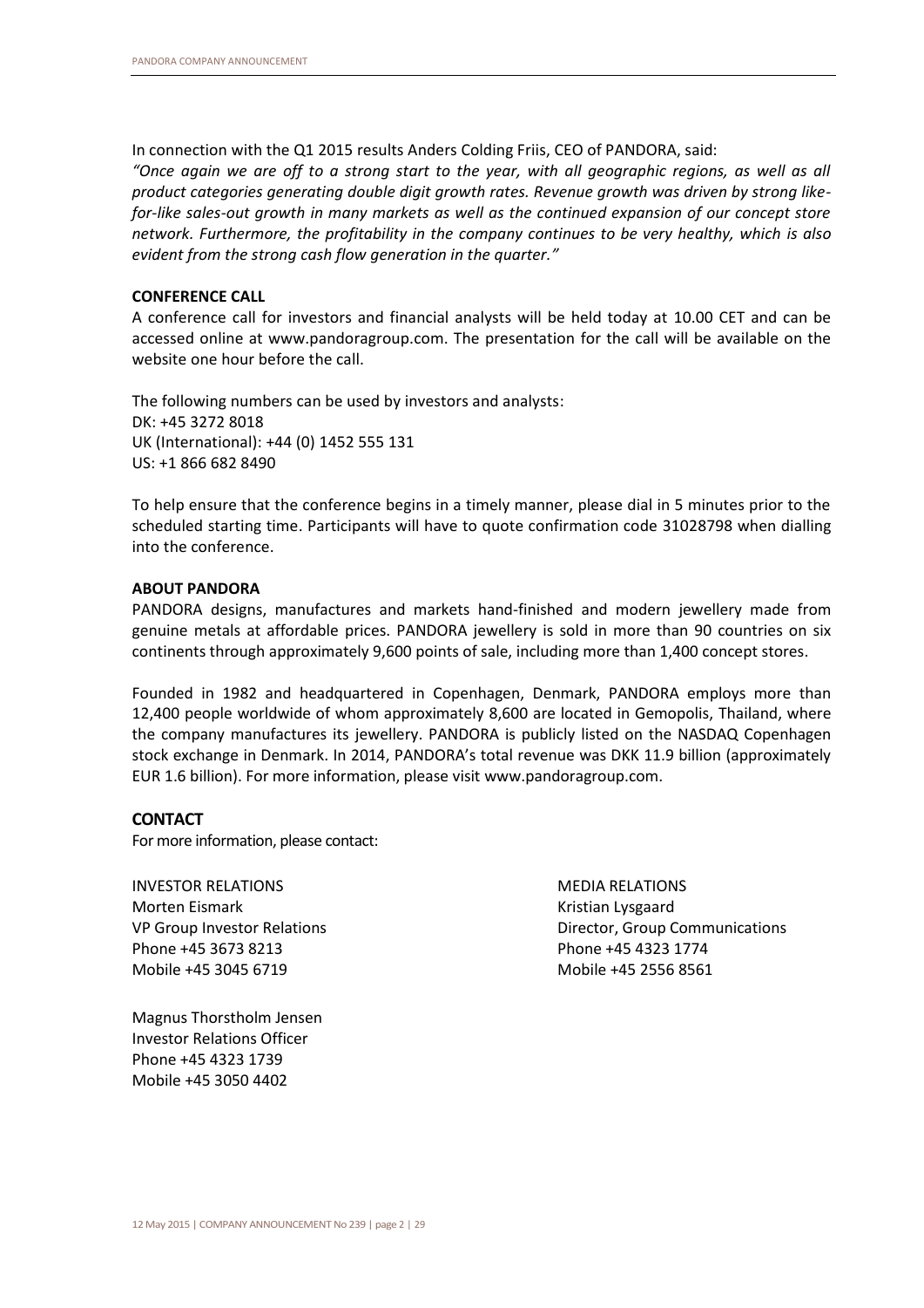In connection with the Q1 2015 results Anders Colding Friis, CEO of PANDORA, said:

*"Once again we are off to a strong start to the year, with all geographic regions, as well as all product categories generating double digit growth rates. Revenue growth was driven by strong like-for-like sales-out growth in many markets as well as the continued expansion of our concept store network. Furthermore, the profitability in the company continues to be very healthy, which is also evident from the strong cash flow generation in the quarter."*

**CONFERENCE CALL**

A conference call for investors and financial analysts will be held today at 10.00 CET and can be accessed online at www.pandoragroup.com. The presentation for the call will be available on the website one hour before the call.

The following numbers can be used by investors and analysts:
DK: +45 3272 8018
UK (International): +44 (0) 1452 555 131
US: +1 866 682 8490

To help ensure that the conference begins in a timely manner, please dial in 5 minutes prior to the scheduled starting time. Participants will have to quote confirmation code 31028798 when dialling into the conference.

**ABOUT PANDORA**

PANDORA designs, manufactures and markets hand-finished and modern jewellery made from genuine metals at affordable prices. PANDORA jewellery is sold in more than 90 countries on six continents through approximately 9,600 points of sale, including more than 1,400 concept stores.

Founded in 1982 and headquartered in Copenhagen, Denmark, PANDORA employs more than 12,400 people worldwide of whom approximately 8,600 are located in Gemopolis, Thailand, where the company manufactures its jewellery. PANDORA is publicly listed on the NASDAQ Copenhagen stock exchange in Denmark. In 2014, PANDORA's total revenue was DKK 11.9 billion (approximately EUR 1.6 billion). For more information, please visit www.pandoragroup.com.

**CONTACT**

For more information, please contact:

INVESTOR RELATIONS
Morten Eismark
VP Group Investor Relations
Phone +45 3673 8213
Mobile +45 3045 6719

Magnus Thorstholm Jensen
Investor Relations Officer
Phone +45 4323 1739
Mobile +45 3050 4402

MEDIA RELATIONS
Kristian Lysgaard
Director, Group Communications
Phone +45 4323 1774
Mobile +45 2556 8561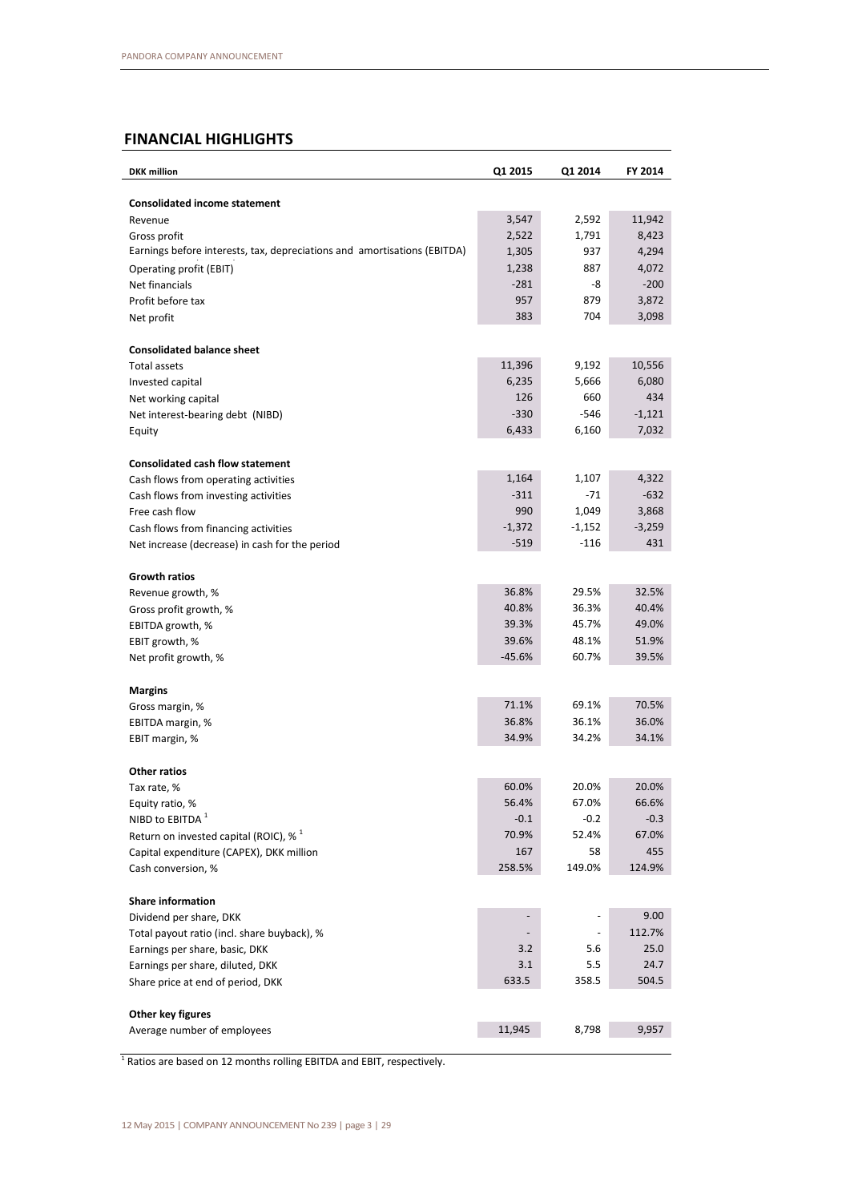## FINANCIAL HIGHLIGHTS

| DKK million | Q1 2015 | Q1 2014 | FY 2014 |
|---|---|---|---|
| **Consolidated income statement** | | | |
| Revenue | 3,547 | 2,592 | 11,942 |
| Gross profit | 2,522 | 1,791 | 8,423 |
| Earnings before interests, tax, depreciations and amortisations (EBITDA) | 1,305 | 937 | 4,294 |
| Operating profit (EBIT) | 1,238 | 887 | 4,072 |
| Net financials | -281 | -8 | -200 |
| Profit before tax | 957 | 879 | 3,872 |
| Net profit | 383 | 704 | 3,098 |
| **Consolidated balance sheet** | | | |
| Total assets | 11,396 | 9,192 | 10,556 |
| Invested capital | 6,235 | 5,666 | 6,080 |
| Net working capital | 126 | 660 | 434 |
| Net interest-bearing debt (NIBD) | -330 | -546 | -1,121 |
| Equity | 6,433 | 6,160 | 7,032 |
| **Consolidated cash flow statement** | | | |
| Cash flows from operating activities | 1,164 | 1,107 | 4,322 |
| Cash flows from investing activities | -311 | -71 | -632 |
| Free cash flow | 990 | 1,049 | 3,868 |
| Cash flows from financing activities | -1,372 | -1,152 | -3,259 |
| Net increase (decrease) in cash for the period | -519 | -116 | 431 |
| **Growth ratios** | | | |
| Revenue growth, % | 36.8% | 29.5% | 32.5% |
| Gross profit growth, % | 40.8% | 36.3% | 40.4% |
| EBITDA growth, % | 39.3% | 45.7% | 49.0% |
| EBIT growth, % | 39.6% | 48.1% | 51.9% |
| Net profit growth, % | -45.6% | 60.7% | 39.5% |
| **Margins** | | | |
| Gross margin, % | 71.1% | 69.1% | 70.5% |
| EBITDA margin, % | 36.8% | 36.1% | 36.0% |
| EBIT margin, % | 34.9% | 34.2% | 34.1% |
| **Other ratios** | | | |
| Tax rate, % | 60.0% | 20.0% | 20.0% |
| Equity ratio, % | 56.4% | 67.0% | 66.6% |
| NIBD to EBITDA [1] | -0.1 | -0.2 | -0.3 |
| Return on invested capital (ROIC), % [1] | 70.9% | 52.4% | 67.0% |
| Capital expenditure (CAPEX), DKK million | 167 | 58 | 455 |
| Cash conversion, % | 258.5% | 149.0% | 124.9% |
| **Share information** | | | |
| Dividend per share, DKK | - | - | 9.00 |
| Total payout ratio (incl. share buyback), % | - | - | 112.7% |
| Earnings per share, basic, DKK | 3.2 | 5.6 | 25.0 |
| Earnings per share, diluted, DKK | 3.1 | 5.5 | 24.7 |
| Share price at end of period, DKK | 633.5 | 358.5 | 504.5 |
| **Other key figures** | | | |
| Average number of employees | 11,945 | 8,798 | 9,957 |

[1] Ratios are based on 12 months rolling EBITDA and EBIT, respectively.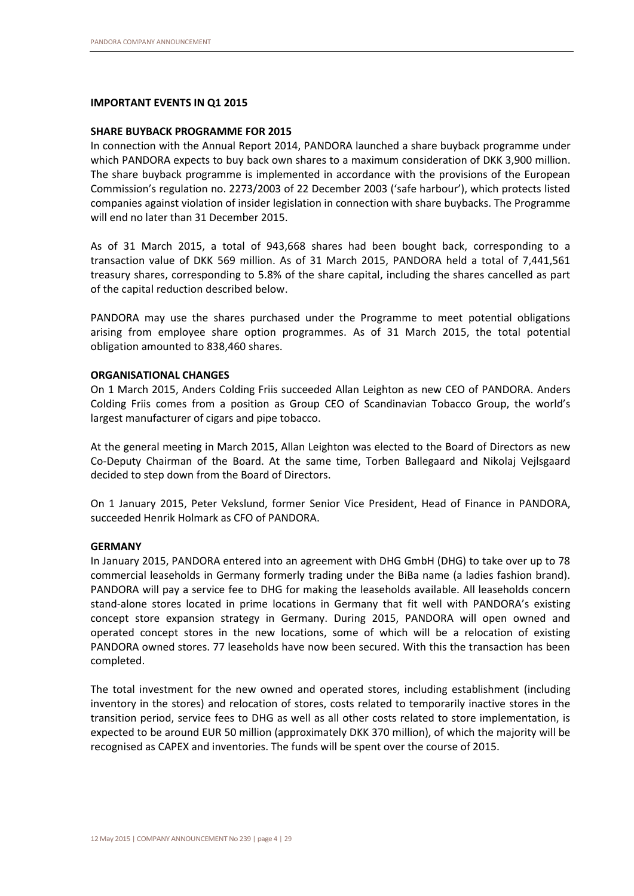## IMPORTANT EVENTS IN Q1 2015

### SHARE BUYBACK PROGRAMME FOR 2015

In connection with the Annual Report 2014, PANDORA launched a share buyback programme under which PANDORA expects to buy back own shares to a maximum consideration of DKK 3,900 million. The share buyback programme is implemented in accordance with the provisions of the European Commission's regulation no. 2273/2003 of 22 December 2003 ('safe harbour'), which protects listed companies against violation of insider legislation in connection with share buybacks. The Programme will end no later than 31 December 2015.

As of 31 March 2015, a total of 943,668 shares had been bought back, corresponding to a transaction value of DKK 569 million. As of 31 March 2015, PANDORA held a total of 7,441,561 treasury shares, corresponding to 5.8% of the share capital, including the shares cancelled as part of the capital reduction described below.

PANDORA may use the shares purchased under the Programme to meet potential obligations arising from employee share option programmes. As of 31 March 2015, the total potential obligation amounted to 838,460 shares.

### ORGANISATIONAL CHANGES

On 1 March 2015, Anders Colding Friis succeeded Allan Leighton as new CEO of PANDORA. Anders Colding Friis comes from a position as Group CEO of Scandinavian Tobacco Group, the world's largest manufacturer of cigars and pipe tobacco.

At the general meeting in March 2015, Allan Leighton was elected to the Board of Directors as new Co-Deputy Chairman of the Board. At the same time, Torben Ballegaard and Nikolaj Vejlsgaard decided to step down from the Board of Directors.

On 1 January 2015, Peter Vekslund, former Senior Vice President, Head of Finance in PANDORA, succeeded Henrik Holmark as CFO of PANDORA.

### GERMANY

In January 2015, PANDORA entered into an agreement with DHG GmbH (DHG) to take over up to 78 commercial leaseholds in Germany formerly trading under the BiBa name (a ladies fashion brand). PANDORA will pay a service fee to DHG for making the leaseholds available. All leaseholds concern stand-alone stores located in prime locations in Germany that fit well with PANDORA's existing concept store expansion strategy in Germany. During 2015, PANDORA will open owned and operated concept stores in the new locations, some of which will be a relocation of existing PANDORA owned stores. 77 leaseholds have now been secured. With this the transaction has been completed.

The total investment for the new owned and operated stores, including establishment (including inventory in the stores) and relocation of stores, costs related to temporarily inactive stores in the transition period, service fees to DHG as well as all other costs related to store implementation, is expected to be around EUR 50 million (approximately DKK 370 million), of which the majority will be recognised as CAPEX and inventories. The funds will be spent over the course of 2015.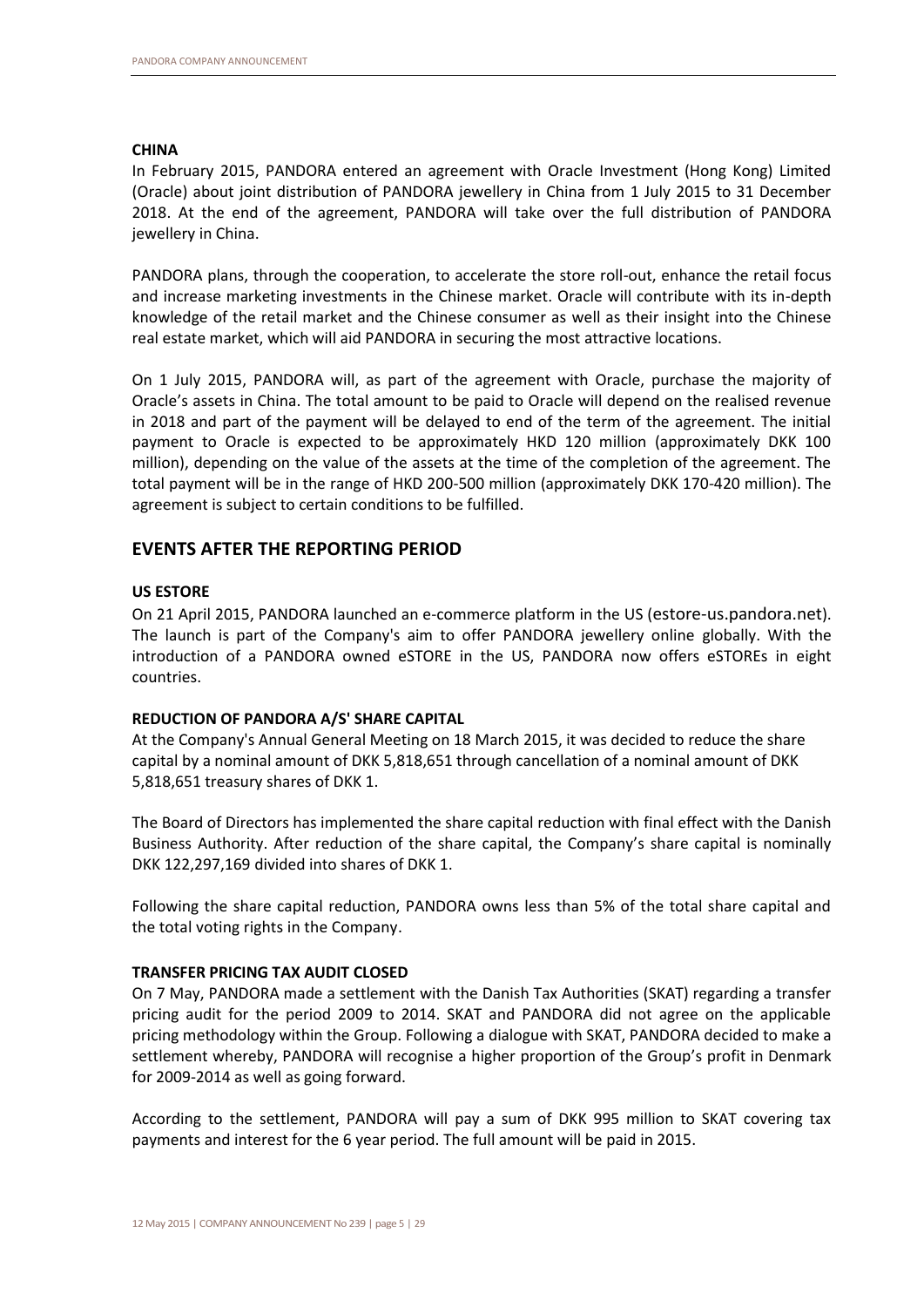### CHINA

In February 2015, PANDORA entered an agreement with Oracle Investment (Hong Kong) Limited (Oracle) about joint distribution of PANDORA jewellery in China from 1 July 2015 to 31 December 2018. At the end of the agreement, PANDORA will take over the full distribution of PANDORA jewellery in China.

PANDORA plans, through the cooperation, to accelerate the store roll-out, enhance the retail focus and increase marketing investments in the Chinese market. Oracle will contribute with its in-depth knowledge of the retail market and the Chinese consumer as well as their insight into the Chinese real estate market, which will aid PANDORA in securing the most attractive locations.

On 1 July 2015, PANDORA will, as part of the agreement with Oracle, purchase the majority of Oracle's assets in China. The total amount to be paid to Oracle will depend on the realised revenue in 2018 and part of the payment will be delayed to end of the term of the agreement. The initial payment to Oracle is expected to be approximately HKD 120 million (approximately DKK 100 million), depending on the value of the assets at the time of the completion of the agreement. The total payment will be in the range of HKD 200-500 million (approximately DKK 170-420 million). The agreement is subject to certain conditions to be fulfilled.

## EVENTS AFTER THE REPORTING PERIOD

### US ESTORE

On 21 April 2015, PANDORA launched an e-commerce platform in the US (estore-us.pandora.net). The launch is part of the Company's aim to offer PANDORA jewellery online globally. With the introduction of a PANDORA owned eSTORE in the US, PANDORA now offers eSTOREs in eight countries.

### REDUCTION OF PANDORA A/S' SHARE CAPITAL

At the Company's Annual General Meeting on 18 March 2015, it was decided to reduce the share capital by a nominal amount of DKK 5,818,651 through cancellation of a nominal amount of DKK 5,818,651 treasury shares of DKK 1.

The Board of Directors has implemented the share capital reduction with final effect with the Danish Business Authority. After reduction of the share capital, the Company's share capital is nominally DKK 122,297,169 divided into shares of DKK 1.

Following the share capital reduction, PANDORA owns less than 5% of the total share capital and the total voting rights in the Company.

### TRANSFER PRICING TAX AUDIT CLOSED

On 7 May, PANDORA made a settlement with the Danish Tax Authorities (SKAT) regarding a transfer pricing audit for the period 2009 to 2014. SKAT and PANDORA did not agree on the applicable pricing methodology within the Group. Following a dialogue with SKAT, PANDORA decided to make a settlement whereby, PANDORA will recognise a higher proportion of the Group's profit in Denmark for 2009-2014 as well as going forward.

According to the settlement, PANDORA will pay a sum of DKK 995 million to SKAT covering tax payments and interest for the 6 year period. The full amount will be paid in 2015.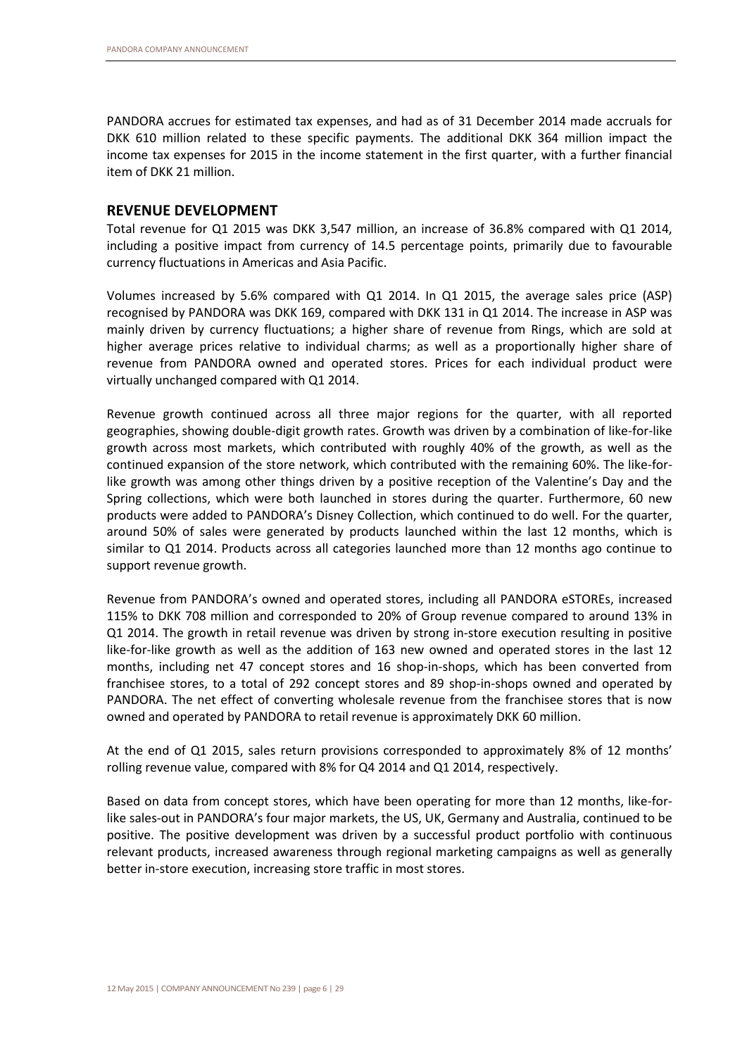PANDORA accrues for estimated tax expenses, and had as of 31 December 2014 made accruals for DKK 610 million related to these specific payments. The additional DKK 364 million impact the income tax expenses for 2015 in the income statement in the first quarter, with a further financial item of DKK 21 million.

## REVENUE DEVELOPMENT

Total revenue for Q1 2015 was DKK 3,547 million, an increase of 36.8% compared with Q1 2014, including a positive impact from currency of 14.5 percentage points, primarily due to favourable currency fluctuations in Americas and Asia Pacific.

Volumes increased by 5.6% compared with Q1 2014. In Q1 2015, the average sales price (ASP) recognised by PANDORA was DKK 169, compared with DKK 131 in Q1 2014. The increase in ASP was mainly driven by currency fluctuations; a higher share of revenue from Rings, which are sold at higher average prices relative to individual charms; as well as a proportionally higher share of revenue from PANDORA owned and operated stores. Prices for each individual product were virtually unchanged compared with Q1 2014.

Revenue growth continued across all three major regions for the quarter, with all reported geographies, showing double-digit growth rates. Growth was driven by a combination of like-for-like growth across most markets, which contributed with roughly 40% of the growth, as well as the continued expansion of the store network, which contributed with the remaining 60%. The like-for-like growth was among other things driven by a positive reception of the Valentine's Day and the Spring collections, which were both launched in stores during the quarter. Furthermore, 60 new products were added to PANDORA's Disney Collection, which continued to do well. For the quarter, around 50% of sales were generated by products launched within the last 12 months, which is similar to Q1 2014. Products across all categories launched more than 12 months ago continue to support revenue growth.

Revenue from PANDORA's owned and operated stores, including all PANDORA eSTOREs, increased 115% to DKK 708 million and corresponded to 20% of Group revenue compared to around 13% in Q1 2014. The growth in retail revenue was driven by strong in-store execution resulting in positive like-for-like growth as well as the addition of 163 new owned and operated stores in the last 12 months, including net 47 concept stores and 16 shop-in-shops, which has been converted from franchisee stores, to a total of 292 concept stores and 89 shop-in-shops owned and operated by PANDORA. The net effect of converting wholesale revenue from the franchisee stores that is now owned and operated by PANDORA to retail revenue is approximately DKK 60 million.

At the end of Q1 2015, sales return provisions corresponded to approximately 8% of 12 months' rolling revenue value, compared with 8% for Q4 2014 and Q1 2014, respectively.

Based on data from concept stores, which have been operating for more than 12 months, like-for-like sales-out in PANDORA's four major markets, the US, UK, Germany and Australia, continued to be positive. The positive development was driven by a successful product portfolio with continuous relevant products, increased awareness through regional marketing campaigns as well as generally better in-store execution, increasing store traffic in most stores.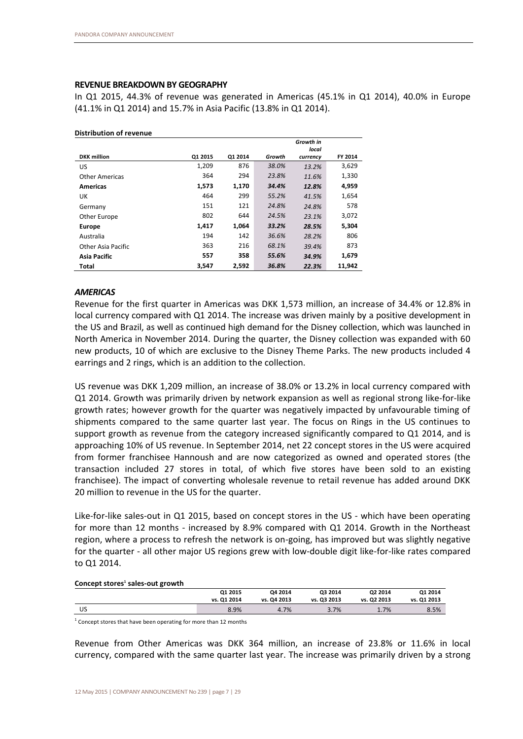## REVENUE BREAKDOWN BY GEOGRAPHY

In Q1 2015, 44.3% of revenue was generated in Americas (45.1% in Q1 2014), 40.0% in Europe (41.1% in Q1 2014) and 15.7% in Asia Pacific (13.8% in Q1 2014).

**Distribution of revenue**

| DKK million | Q1 2015 | Q1 2014 | *Growth* | *Growth in local currency* | FY 2014 |
|---|---|---|---|---|---|
| US | 1,209 | 876 | *38.0%* | *13.2%* | 3,629 |
| Other Americas | 364 | 294 | *23.8%* | *11.6%* | 1,330 |
| **Americas** | **1,573** | **1,170** | ***34.4%*** | ***12.8%*** | **4,959** |
| UK | 464 | 299 | *55.2%* | *41.5%* | 1,654 |
| Germany | 151 | 121 | *24.8%* | *24.8%* | 578 |
| Other Europe | 802 | 644 | *24.5%* | *23.1%* | 3,072 |
| **Europe** | **1,417** | **1,064** | ***33.2%*** | ***28.5%*** | **5,304** |
| Australia | 194 | 142 | *36.6%* | *28.2%* | 806 |
| Other Asia Pacific | 363 | 216 | *68.1%* | *39.4%* | 873 |
| **Asia Pacific** | **557** | **358** | ***55.6%*** | ***34.9%*** | **1,679** |
| **Total** | **3,547** | **2,592** | ***36.8%*** | ***22.3%*** | **11,942** |

### *AMERICAS*

Revenue for the first quarter in Americas was DKK 1,573 million, an increase of 34.4% or 12.8% in local currency compared with Q1 2014. The increase was driven mainly by a positive development in the US and Brazil, as well as continued high demand for the Disney collection, which was launched in North America in November 2014. During the quarter, the Disney collection was expanded with 60 new products, 10 of which are exclusive to the Disney Theme Parks. The new products included 4 earrings and 2 rings, which is an addition to the collection.

US revenue was DKK 1,209 million, an increase of 38.0% or 13.2% in local currency compared with Q1 2014. Growth was primarily driven by network expansion as well as regional strong like-for-like growth rates; however growth for the quarter was negatively impacted by unfavourable timing of shipments compared to the same quarter last year. The focus on Rings in the US continues to support growth as revenue from the category increased significantly compared to Q1 2014, and is approaching 10% of US revenue. In September 2014, net 22 concept stores in the US were acquired from former franchisee Hannoush and are now categorized as owned and operated stores (the transaction included 27 stores in total, of which five stores have been sold to an existing franchisee). The impact of converting wholesale revenue to retail revenue has added around DKK 20 million to revenue in the US for the quarter.

Like-for-like sales-out in Q1 2015, based on concept stores in the US - which have been operating for more than 12 months - increased by 8.9% compared with Q1 2014. Growth in the Northeast region, where a process to refresh the network is on-going, has improved but was slightly negative for the quarter - all other major US regions grew with low-double digit like-for-like rates compared to Q1 2014.

**Concept stores[1] sales-out growth**

| | Q1 2015 vs. Q1 2014 | Q4 2014 vs. Q4 2013 | Q3 2014 vs. Q3 2013 | Q2 2014 vs. Q2 2013 | Q1 2014 vs. Q1 2013 |
|---|---|---|---|---|---|
| US | 8.9% | 4.7% | 3.7% | 1.7% | 8.5% |

[1] Concept stores that have been operating for more than 12 months

Revenue from Other Americas was DKK 364 million, an increase of 23.8% or 11.6% in local currency, compared with the same quarter last year. The increase was primarily driven by a strong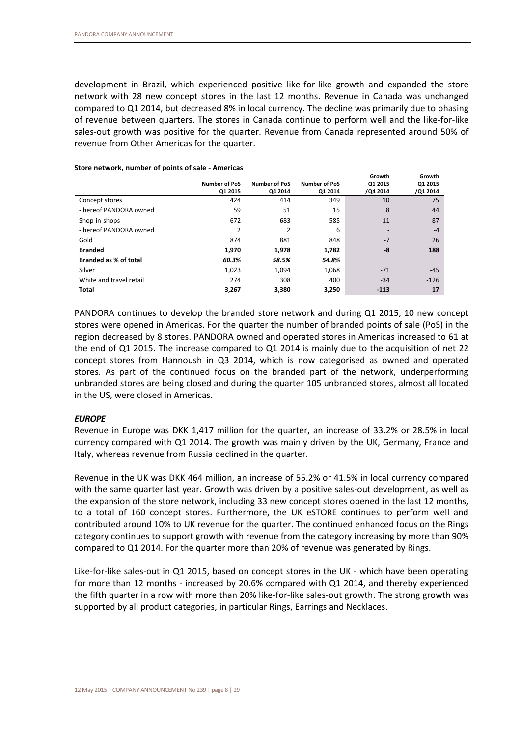development in Brazil, which experienced positive like-for-like growth and expanded the store network with 28 new concept stores in the last 12 months. Revenue in Canada was unchanged compared to Q1 2014, but decreased 8% in local currency. The decline was primarily due to phasing of revenue between quarters. The stores in Canada continue to perform well and the like-for-like sales-out growth was positive for the quarter. Revenue from Canada represented around 50% of revenue from Other Americas for the quarter.

**Store network, number of points of sale - Americas**

| | Number of PoS Q1 2015 | Number of PoS Q4 2014 | Number of PoS Q1 2014 | Growth Q1 2015 /Q4 2014 | Growth Q1 2015 /Q1 2014 |
|---|---|---|---|---|---|
| Concept stores | 424 | 414 | 349 | 10 | 75 |
| - hereof PANDORA owned | 59 | 51 | 15 | 8 | 44 |
| Shop-in-shops | 672 | 683 | 585 | -11 | 87 |
| - hereof PANDORA owned | 2 | 2 | 6 | - | -4 |
| Gold | 874 | 881 | 848 | -7 | 26 |
| **Branded** | **1,970** | **1,978** | **1,782** | **-8** | **188** |
| **Branded as % of total** | ***60.3%*** | ***58.5%*** | ***54.8%*** | | |
| Silver | 1,023 | 1,094 | 1,068 | -71 | -45 |
| White and travel retail | 274 | 308 | 400 | -34 | -126 |
| **Total** | **3,267** | **3,380** | **3,250** | **-113** | **17** |

PANDORA continues to develop the branded store network and during Q1 2015, 10 new concept stores were opened in Americas. For the quarter the number of branded points of sale (PoS) in the region decreased by 8 stores. PANDORA owned and operated stores in Americas increased to 61 at the end of Q1 2015. The increase compared to Q1 2014 is mainly due to the acquisition of net 22 concept stores from Hannoush in Q3 2014, which is now categorised as owned and operated stores. As part of the continued focus on the branded part of the network, underperforming unbranded stores are being closed and during the quarter 105 unbranded stores, almost all located in the US, were closed in Americas.

### *EUROPE*

Revenue in Europe was DKK 1,417 million for the quarter, an increase of 33.2% or 28.5% in local currency compared with Q1 2014. The growth was mainly driven by the UK, Germany, France and Italy, whereas revenue from Russia declined in the quarter.

Revenue in the UK was DKK 464 million, an increase of 55.2% or 41.5% in local currency compared with the same quarter last year. Growth was driven by a positive sales-out development, as well as the expansion of the store network, including 33 new concept stores opened in the last 12 months, to a total of 160 concept stores. Furthermore, the UK eSTORE continues to perform well and contributed around 10% to UK revenue for the quarter. The continued enhanced focus on the Rings category continues to support growth with revenue from the category increasing by more than 90% compared to Q1 2014. For the quarter more than 20% of revenue was generated by Rings.

Like-for-like sales-out in Q1 2015, based on concept stores in the UK - which have been operating for more than 12 months - increased by 20.6% compared with Q1 2014, and thereby experienced the fifth quarter in a row with more than 20% like-for-like sales-out growth. The strong growth was supported by all product categories, in particular Rings, Earrings and Necklaces.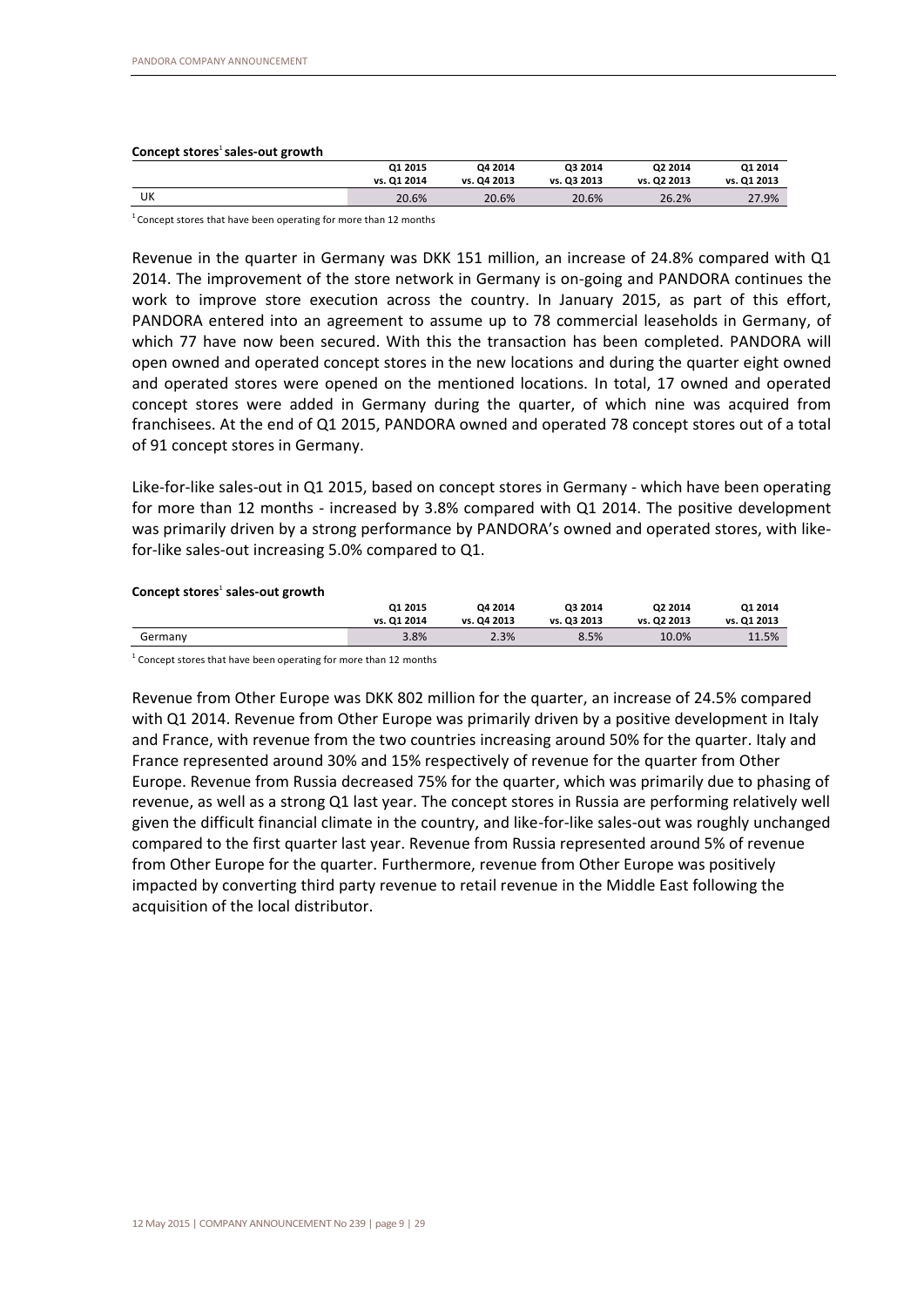**Concept stores[1] sales-out growth**

| | Q1 2015 vs. Q1 2014 | Q4 2014 vs. Q4 2013 | Q3 2014 vs. Q3 2013 | Q2 2014 vs. Q2 2013 | Q1 2014 vs. Q1 2013 |
|---|---|---|---|---|---|
| UK | 20.6% | 20.6% | 20.6% | 26.2% | 27.9% |

[1] Concept stores that have been operating for more than 12 months

Revenue in the quarter in Germany was DKK 151 million, an increase of 24.8% compared with Q1 2014. The improvement of the store network in Germany is on-going and PANDORA continues the work to improve store execution across the country. In January 2015, as part of this effort, PANDORA entered into an agreement to assume up to 78 commercial leaseholds in Germany, of which 77 have now been secured. With this the transaction has been completed. PANDORA will open owned and operated concept stores in the new locations and during the quarter eight owned and operated stores were opened on the mentioned locations. In total, 17 owned and operated concept stores were added in Germany during the quarter, of which nine was acquired from franchisees. At the end of Q1 2015, PANDORA owned and operated 78 concept stores out of a total of 91 concept stores in Germany.

Like-for-like sales-out in Q1 2015, based on concept stores in Germany - which have been operating for more than 12 months - increased by 3.8% compared with Q1 2014. The positive development was primarily driven by a strong performance by PANDORA's owned and operated stores, with like-for-like sales-out increasing 5.0% compared to Q1.

**Concept stores[1] sales-out growth**

| | Q1 2015 vs. Q1 2014 | Q4 2014 vs. Q4 2013 | Q3 2014 vs. Q3 2013 | Q2 2014 vs. Q2 2013 | Q1 2014 vs. Q1 2013 |
|---|---|---|---|---|---|
| Germany | 3.8% | 2.3% | 8.5% | 10.0% | 11.5% |

[1] Concept stores that have been operating for more than 12 months

Revenue from Other Europe was DKK 802 million for the quarter, an increase of 24.5% compared with Q1 2014. Revenue from Other Europe was primarily driven by a positive development in Italy and France, with revenue from the two countries increasing around 50% for the quarter. Italy and France represented around 30% and 15% respectively of revenue for the quarter from Other Europe. Revenue from Russia decreased 75% for the quarter, which was primarily due to phasing of revenue, as well as a strong Q1 last year. The concept stores in Russia are performing relatively well given the difficult financial climate in the country, and like-for-like sales-out was roughly unchanged compared to the first quarter last year. Revenue from Russia represented around 5% of revenue from Other Europe for the quarter. Furthermore, revenue from Other Europe was positively impacted by converting third party revenue to retail revenue in the Middle East following the acquisition of the local distributor.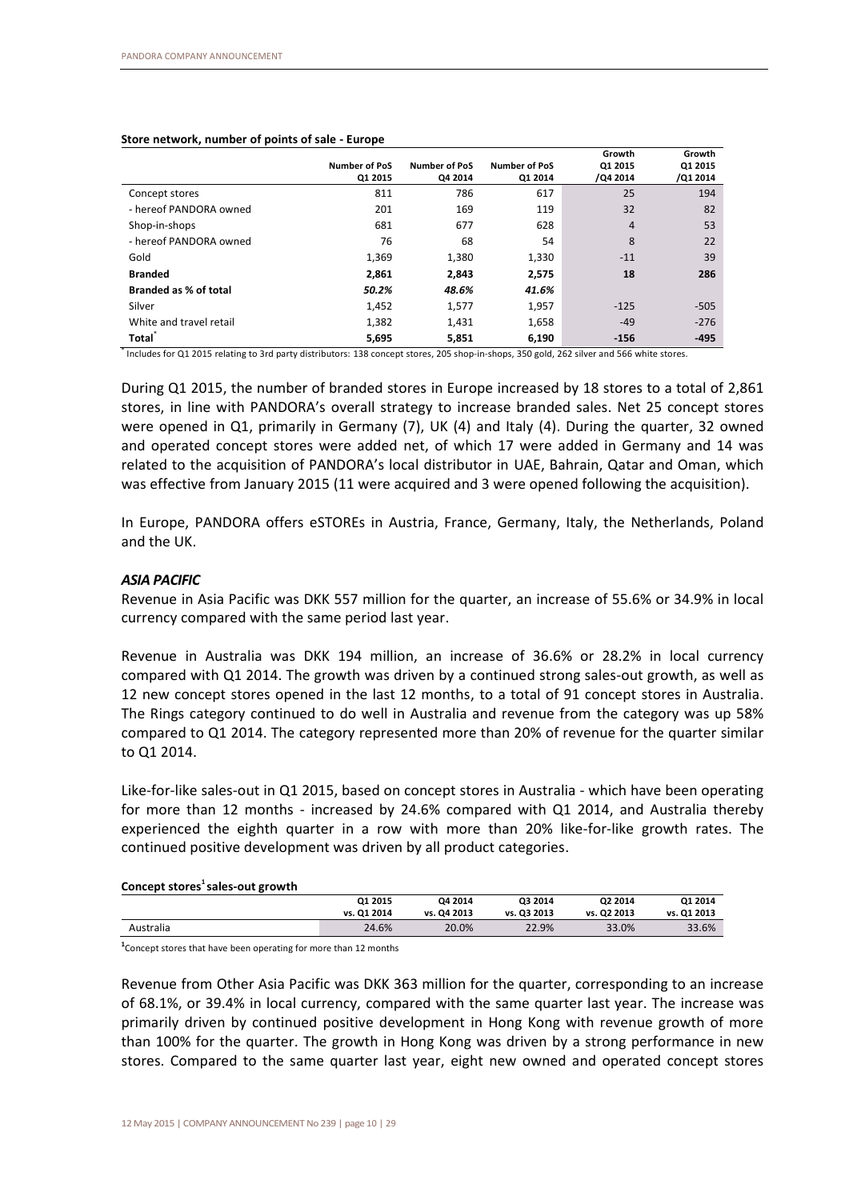**Store network, number of points of sale - Europe**

| | Number of PoS Q1 2015 | Number of PoS Q4 2014 | Number of PoS Q1 2014 | Growth Q1 2015 /Q4 2014 | Growth Q1 2015 /Q1 2014 |
|---|---|---|---|---|---|
| Concept stores | 811 | 786 | 617 | 25 | 194 |
| - hereof PANDORA owned | 201 | 169 | 119 | 32 | 82 |
| Shop-in-shops | 681 | 677 | 628 | 4 | 53 |
| - hereof PANDORA owned | 76 | 68 | 54 | 8 | 22 |
| Gold | 1,369 | 1,380 | 1,330 | -11 | 39 |
| **Branded** | **2,861** | **2,843** | **2,575** | **18** | **286** |
| ***Branded as % of total*** | ***50.2%*** | ***48.6%*** | ***41.6%*** | | |
| Silver | 1,452 | 1,577 | 1,957 | -125 | -505 |
| White and travel retail | 1,382 | 1,431 | 1,658 | -49 | -276 |
| **Total*** | **5,695** | **5,851** | **6,190** | **-156** | **-495** |

* Includes for Q1 2015 relating to 3rd party distributors: 138 concept stores, 205 shop-in-shops, 350 gold, 262 silver and 566 white stores.

During Q1 2015, the number of branded stores in Europe increased by 18 stores to a total of 2,861 stores, in line with PANDORA's overall strategy to increase branded sales. Net 25 concept stores were opened in Q1, primarily in Germany (7), UK (4) and Italy (4). During the quarter, 32 owned and operated concept stores were added net, of which 17 were added in Germany and 14 was related to the acquisition of PANDORA's local distributor in UAE, Bahrain, Qatar and Oman, which was effective from January 2015 (11 were acquired and 3 were opened following the acquisition).

In Europe, PANDORA offers eSTOREs in Austria, France, Germany, Italy, the Netherlands, Poland and the UK.

### *ASIA PACIFIC*

Revenue in Asia Pacific was DKK 557 million for the quarter, an increase of 55.6% or 34.9% in local currency compared with the same period last year.

Revenue in Australia was DKK 194 million, an increase of 36.6% or 28.2% in local currency compared with Q1 2014. The growth was driven by a continued strong sales-out growth, as well as 12 new concept stores opened in the last 12 months, to a total of 91 concept stores in Australia. The Rings category continued to do well in Australia and revenue from the category was up 58% compared to Q1 2014. The category represented more than 20% of revenue for the quarter similar to Q1 2014.

Like-for-like sales-out in Q1 2015, based on concept stores in Australia - which have been operating for more than 12 months - increased by 24.6% compared with Q1 2014, and Australia thereby experienced the eighth quarter in a row with more than 20% like-for-like growth rates. The continued positive development was driven by all product categories.

**Concept stores[1] sales-out growth**

| | Q1 2015 vs. Q1 2014 | Q4 2014 vs. Q4 2013 | Q3 2014 vs. Q3 2013 | Q2 2014 vs. Q2 2013 | Q1 2014 vs. Q1 2013 |
|---|---|---|---|---|---|
| Australia | 24.6% | 20.0% | 22.9% | 33.0% | 33.6% |

[1]Concept stores that have been operating for more than 12 months

Revenue from Other Asia Pacific was DKK 363 million for the quarter, corresponding to an increase of 68.1%, or 39.4% in local currency, compared with the same quarter last year. The increase was primarily driven by continued positive development in Hong Kong with revenue growth of more than 100% for the quarter. The growth in Hong Kong was driven by a strong performance in new stores. Compared to the same quarter last year, eight new owned and operated concept stores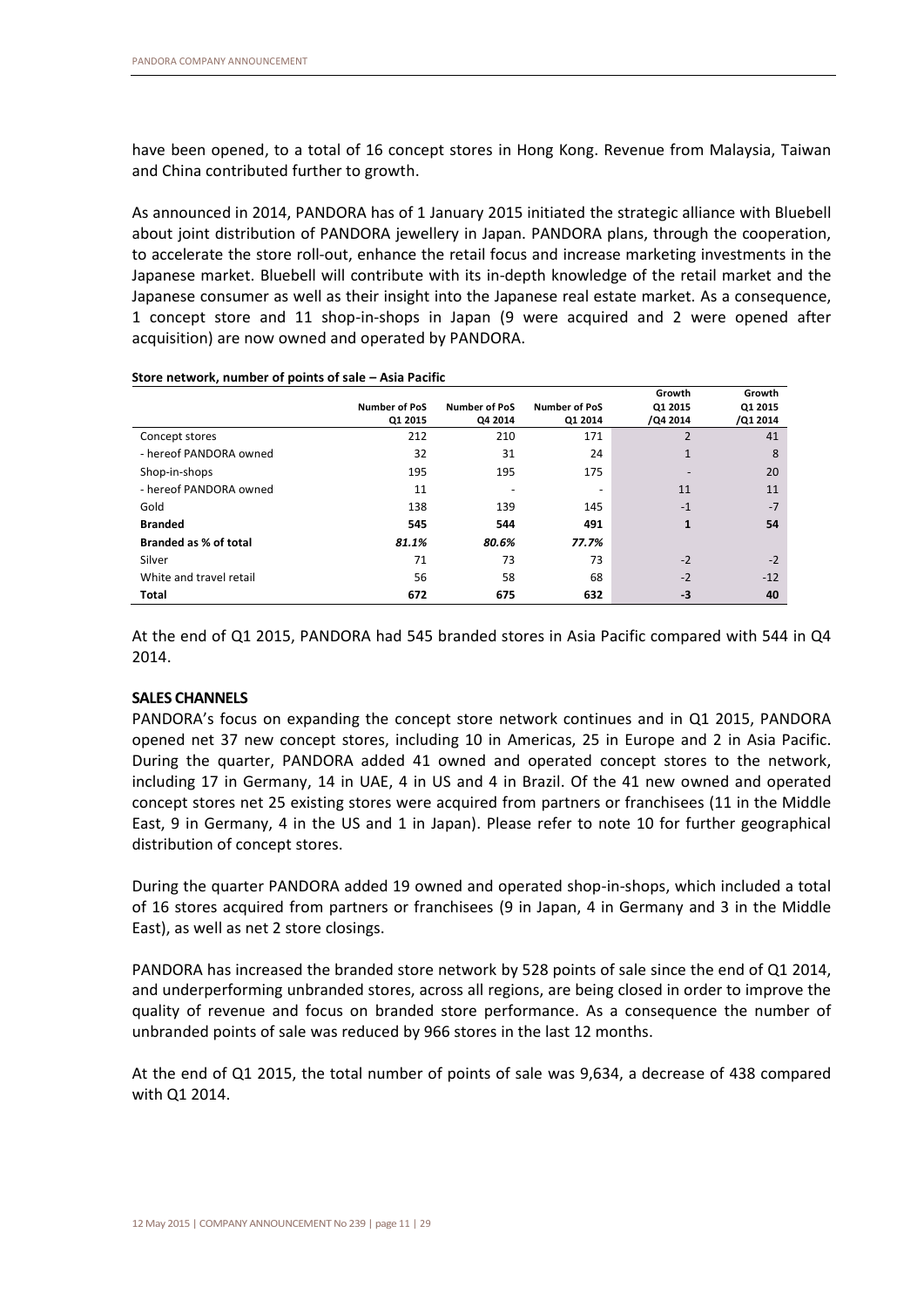have been opened, to a total of 16 concept stores in Hong Kong. Revenue from Malaysia, Taiwan and China contributed further to growth.

As announced in 2014, PANDORA has of 1 January 2015 initiated the strategic alliance with Bluebell about joint distribution of PANDORA jewellery in Japan. PANDORA plans, through the cooperation, to accelerate the store roll-out, enhance the retail focus and increase marketing investments in the Japanese market. Bluebell will contribute with its in-depth knowledge of the retail market and the Japanese consumer as well as their insight into the Japanese real estate market. As a consequence, 1 concept store and 11 shop-in-shops in Japan (9 were acquired and 2 were opened after acquisition) are now owned and operated by PANDORA.

**Store network, number of points of sale – Asia Pacific**

| | Number of PoS Q1 2015 | Number of PoS Q4 2014 | Number of PoS Q1 2014 | Growth Q1 2015 /Q4 2014 | Growth Q1 2015 /Q1 2014 |
|---|---|---|---|---|---|
| Concept stores | 212 | 210 | 171 | 2 | 41 |
| - hereof PANDORA owned | 32 | 31 | 24 | 1 | 8 |
| Shop-in-shops | 195 | 195 | 175 | - | 20 |
| - hereof PANDORA owned | 11 | - | - | 11 | 11 |
| Gold | 138 | 139 | 145 | -1 | -7 |
| **Branded** | **545** | **544** | **491** | **1** | **54** |
| **Branded as % of total** | ***81.1%*** | ***80.6%*** | ***77.7%*** | | |
| Silver | 71 | 73 | 73 | -2 | -2 |
| White and travel retail | 56 | 58 | 68 | -2 | -12 |
| **Total** | **672** | **675** | **632** | **-3** | **40** |

At the end of Q1 2015, PANDORA had 545 branded stores in Asia Pacific compared with 544 in Q4 2014.

## SALES CHANNELS

PANDORA's focus on expanding the concept store network continues and in Q1 2015, PANDORA opened net 37 new concept stores, including 10 in Americas, 25 in Europe and 2 in Asia Pacific. During the quarter, PANDORA added 41 owned and operated concept stores to the network, including 17 in Germany, 14 in UAE, 4 in US and 4 in Brazil. Of the 41 new owned and operated concept stores net 25 existing stores were acquired from partners or franchisees (11 in the Middle East, 9 in Germany, 4 in the US and 1 in Japan). Please refer to note 10 for further geographical distribution of concept stores.

During the quarter PANDORA added 19 owned and operated shop-in-shops, which included a total of 16 stores acquired from partners or franchisees (9 in Japan, 4 in Germany and 3 in the Middle East), as well as net 2 store closings.

PANDORA has increased the branded store network by 528 points of sale since the end of Q1 2014, and underperforming unbranded stores, across all regions, are being closed in order to improve the quality of revenue and focus on branded store performance. As a consequence the number of unbranded points of sale was reduced by 966 stores in the last 12 months.

At the end of Q1 2015, the total number of points of sale was 9,634, a decrease of 438 compared with Q1 2014.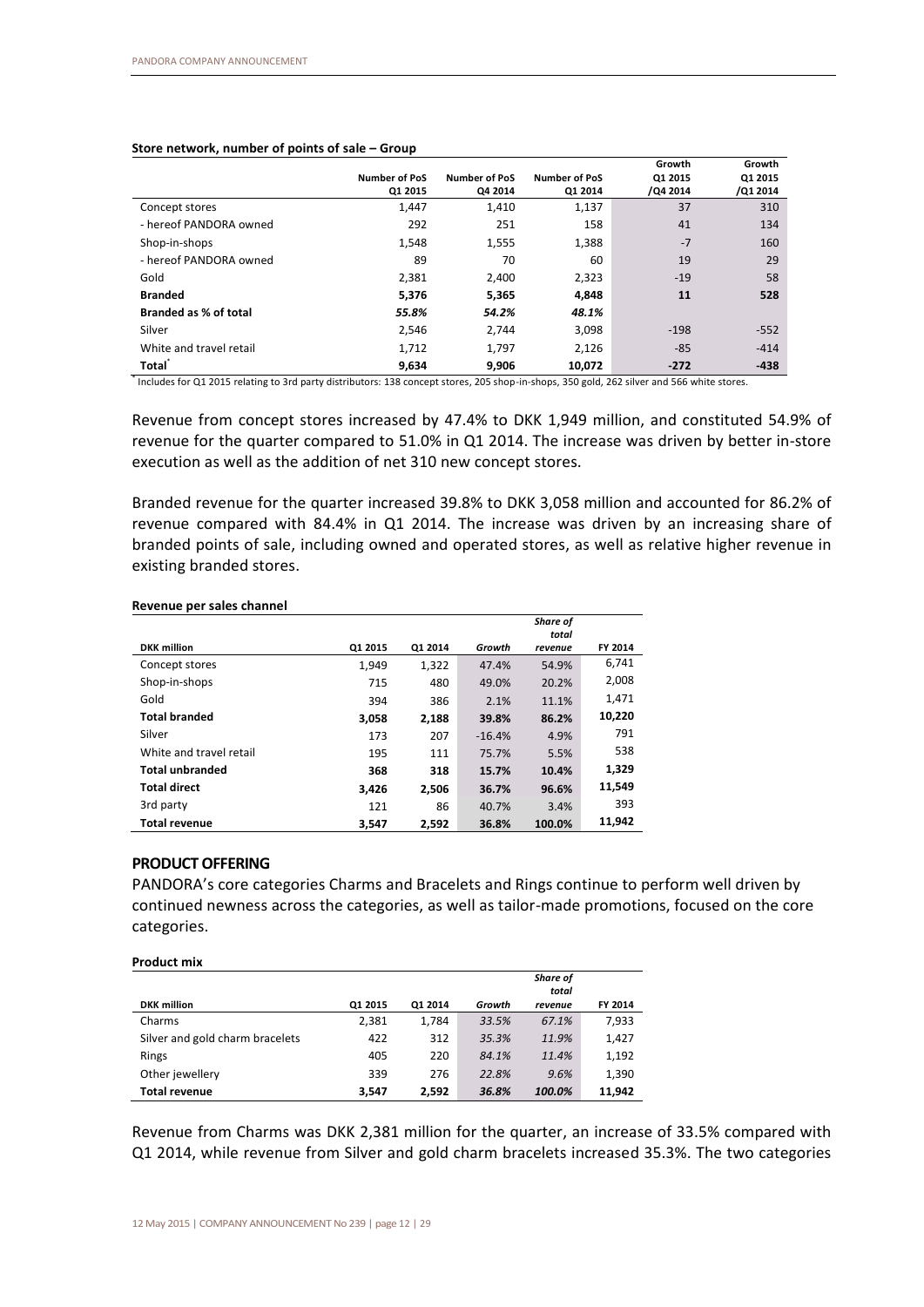**Store network, number of points of sale – Group**

| | Number of PoS Q1 2015 | Number of PoS Q4 2014 | Number of PoS Q1 2014 | Growth Q1 2015 /Q4 2014 | Growth Q1 2015 /Q1 2014 |
|---|---|---|---|---|---|
| Concept stores | 1,447 | 1,410 | 1,137 | 37 | 310 |
| - hereof PANDORA owned | 292 | 251 | 158 | 41 | 134 |
| Shop-in-shops | 1,548 | 1,555 | 1,388 | -7 | 160 |
| - hereof PANDORA owned | 89 | 70 | 60 | 19 | 29 |
| Gold | 2,381 | 2,400 | 2,323 | -19 | 58 |
| **Branded** | **5,376** | **5,365** | **4,848** | **11** | **528** |
| **Branded as % of total** | ***55.8%*** | ***54.2%*** | ***48.1%*** | | |
| Silver | 2,546 | 2,744 | 3,098 | -198 | -552 |
| White and travel retail | 1,712 | 1,797 | 2,126 | -85 | -414 |
| **Total*** | **9,634** | **9,906** | **10,072** | **-272** | **-438** |

* Includes for Q1 2015 relating to 3rd party distributors: 138 concept stores, 205 shop-in-shops, 350 gold, 262 silver and 566 white stores.

Revenue from concept stores increased by 47.4% to DKK 1,949 million, and constituted 54.9% of revenue for the quarter compared to 51.0% in Q1 2014. The increase was driven by better in-store execution as well as the addition of net 310 new concept stores.

Branded revenue for the quarter increased 39.8% to DKK 3,058 million and accounted for 86.2% of revenue compared with 84.4% in Q1 2014. The increase was driven by an increasing share of branded points of sale, including owned and operated stores, as well as relative higher revenue in existing branded stores.

**Revenue per sales channel**

| DKK million | Q1 2015 | Q1 2014 | *Growth* | *Share of total revenue* | FY 2014 |
|---|---|---|---|---|---|
| Concept stores | 1,949 | 1,322 | 47.4% | 54.9% | 6,741 |
| Shop-in-shops | 715 | 480 | 49.0% | 20.2% | 2,008 |
| Gold | 394 | 386 | 2.1% | 11.1% | 1,471 |
| **Total branded** | **3,058** | **2,188** | **39.8%** | **86.2%** | **10,220** |
| Silver | 173 | 207 | -16.4% | 4.9% | 791 |
| White and travel retail | 195 | 111 | 75.7% | 5.5% | 538 |
| **Total unbranded** | **368** | **318** | **15.7%** | **10.4%** | **1,329** |
| **Total direct** | **3,426** | **2,506** | **36.7%** | **96.6%** | **11,549** |
| 3rd party | 121 | 86 | 40.7% | 3.4% | 393 |
| **Total revenue** | **3,547** | **2,592** | **36.8%** | **100.0%** | **11,942** |

## PRODUCT OFFERING

PANDORA's core categories Charms and Bracelets and Rings continue to perform well driven by continued newness across the categories, as well as tailor-made promotions, focused on the core categories.

**Product mix**

| DKK million | Q1 2015 | Q1 2014 | *Growth* | *Share of total revenue* | FY 2014 |
|---|---|---|---|---|---|
| Charms | 2,381 | 1,784 | *33.5%* | *67.1%* | 7,933 |
| Silver and gold charm bracelets | 422 | 312 | *35.3%* | *11.9%* | 1,427 |
| Rings | 405 | 220 | *84.1%* | *11.4%* | 1,192 |
| Other jewellery | 339 | 276 | *22.8%* | *9.6%* | 1,390 |
| **Total revenue** | **3,547** | **2,592** | ***36.8%*** | ***100.0%*** | **11,942** |

Revenue from Charms was DKK 2,381 million for the quarter, an increase of 33.5% compared with Q1 2014, while revenue from Silver and gold charm bracelets increased 35.3%. The two categories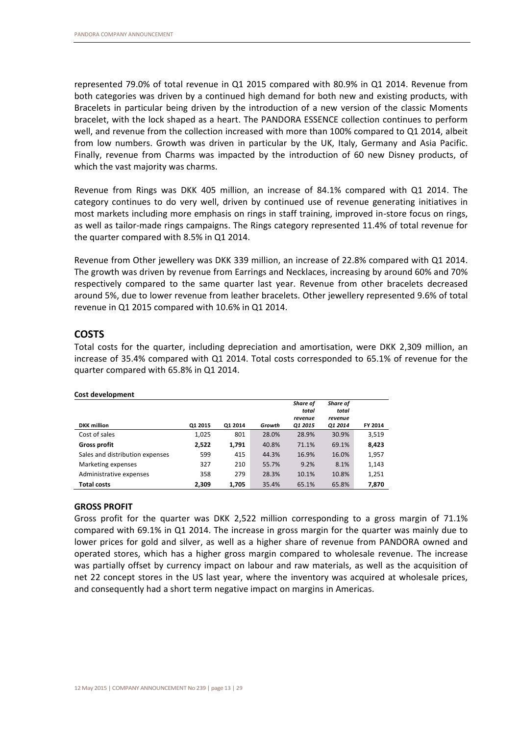represented 79.0% of total revenue in Q1 2015 compared with 80.9% in Q1 2014. Revenue from both categories was driven by a continued high demand for both new and existing products, with Bracelets in particular being driven by the introduction of a new version of the classic Moments bracelet, with the lock shaped as a heart. The PANDORA ESSENCE collection continues to perform well, and revenue from the collection increased with more than 100% compared to Q1 2014, albeit from low numbers. Growth was driven in particular by the UK, Italy, Germany and Asia Pacific. Finally, revenue from Charms was impacted by the introduction of 60 new Disney products, of which the vast majority was charms.

Revenue from Rings was DKK 405 million, an increase of 84.1% compared with Q1 2014. The category continues to do very well, driven by continued use of revenue generating initiatives in most markets including more emphasis on rings in staff training, improved in-store focus on rings, as well as tailor-made rings campaigns. The Rings category represented 11.4% of total revenue for the quarter compared with 8.5% in Q1 2014.

Revenue from Other jewellery was DKK 339 million, an increase of 22.8% compared with Q1 2014. The growth was driven by revenue from Earrings and Necklaces, increasing by around 60% and 70% respectively compared to the same quarter last year. Revenue from other bracelets decreased around 5%, due to lower revenue from leather bracelets. Other jewellery represented 9.6% of total revenue in Q1 2015 compared with 10.6% in Q1 2014.

## COSTS

Total costs for the quarter, including depreciation and amortisation, were DKK 2,309 million, an increase of 35.4% compared with Q1 2014. Total costs corresponded to 65.1% of revenue for the quarter compared with 65.8% in Q1 2014.

**Cost development**

| DKK million | Q1 2015 | Q1 2014 | *Growth* | *Share of total revenue Q1 2015* | *Share of total revenue Q1 2014* | FY 2014 |
|---|---|---|---|---|---|---|
| Cost of sales | 1,025 | 801 | 28.0% | 28.9% | 30.9% | 3,519 |
| **Gross profit** | **2,522** | **1,791** | 40.8% | 71.1% | 69.1% | **8,423** |
| Sales and distribution expenses | 599 | 415 | 44.3% | 16.9% | 16.0% | 1,957 |
| Marketing expenses | 327 | 210 | 55.7% | 9.2% | 8.1% | 1,143 |
| Administrative expenses | 358 | 279 | 28.3% | 10.1% | 10.8% | 1,251 |
| **Total costs** | **2,309** | **1,705** | 35.4% | 65.1% | 65.8% | **7,870** |

### GROSS PROFIT

Gross profit for the quarter was DKK 2,522 million corresponding to a gross margin of 71.1% compared with 69.1% in Q1 2014. The increase in gross margin for the quarter was mainly due to lower prices for gold and silver, as well as a higher share of revenue from PANDORA owned and operated stores, which has a higher gross margin compared to wholesale revenue. The increase was partially offset by currency impact on labour and raw materials, as well as the acquisition of net 22 concept stores in the US last year, where the inventory was acquired at wholesale prices, and consequently had a short term negative impact on margins in Americas.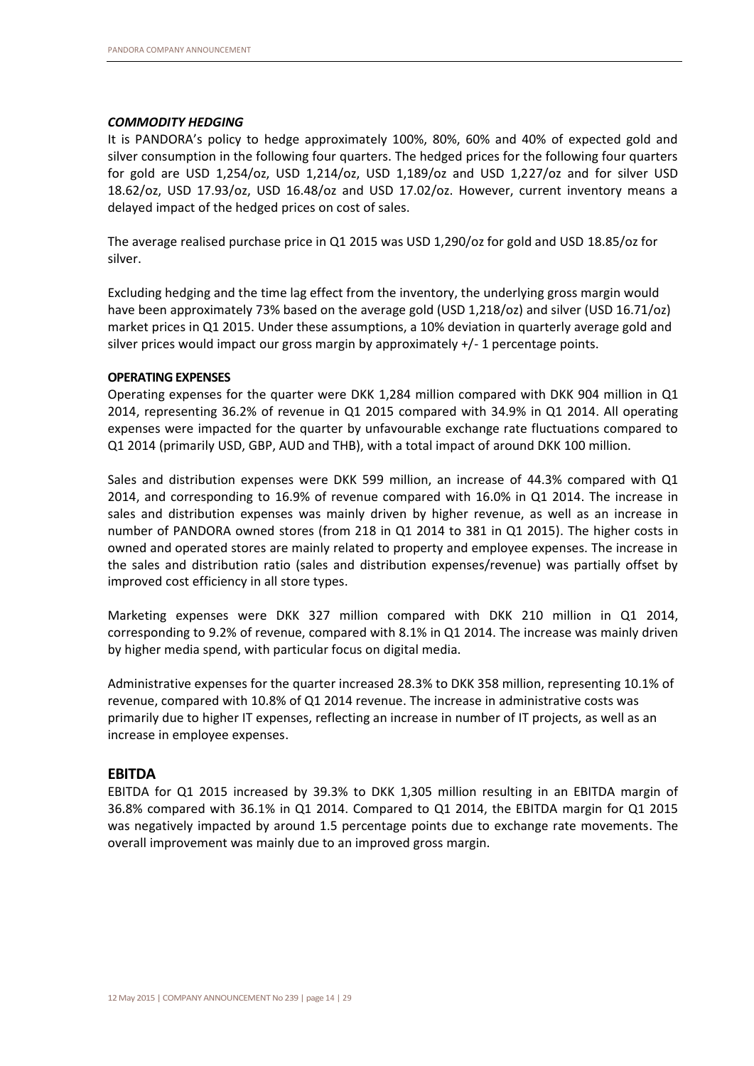### *COMMODITY HEDGING*

It is PANDORA's policy to hedge approximately 100%, 80%, 60% and 40% of expected gold and silver consumption in the following four quarters. The hedged prices for the following four quarters for gold are USD 1,254/oz, USD 1,214/oz, USD 1,189/oz and USD 1,227/oz and for silver USD 18.62/oz, USD 17.93/oz, USD 16.48/oz and USD 17.02/oz. However, current inventory means a delayed impact of the hedged prices on cost of sales.

The average realised purchase price in Q1 2015 was USD 1,290/oz for gold and USD 18.85/oz for silver.

Excluding hedging and the time lag effect from the inventory, the underlying gross margin would have been approximately 73% based on the average gold (USD 1,218/oz) and silver (USD 16.71/oz) market prices in Q1 2015. Under these assumptions, a 10% deviation in quarterly average gold and silver prices would impact our gross margin by approximately +/- 1 percentage points.

### OPERATING EXPENSES

Operating expenses for the quarter were DKK 1,284 million compared with DKK 904 million in Q1 2014, representing 36.2% of revenue in Q1 2015 compared with 34.9% in Q1 2014. All operating expenses were impacted for the quarter by unfavourable exchange rate fluctuations compared to Q1 2014 (primarily USD, GBP, AUD and THB), with a total impact of around DKK 100 million.

Sales and distribution expenses were DKK 599 million, an increase of 44.3% compared with Q1 2014, and corresponding to 16.9% of revenue compared with 16.0% in Q1 2014. The increase in sales and distribution expenses was mainly driven by higher revenue, as well as an increase in number of PANDORA owned stores (from 218 in Q1 2014 to 381 in Q1 2015). The higher costs in owned and operated stores are mainly related to property and employee expenses. The increase in the sales and distribution ratio (sales and distribution expenses/revenue) was partially offset by improved cost efficiency in all store types.

Marketing expenses were DKK 327 million compared with DKK 210 million in Q1 2014, corresponding to 9.2% of revenue, compared with 8.1% in Q1 2014. The increase was mainly driven by higher media spend, with particular focus on digital media.

Administrative expenses for the quarter increased 28.3% to DKK 358 million, representing 10.1% of revenue, compared with 10.8% of Q1 2014 revenue. The increase in administrative costs was primarily due to higher IT expenses, reflecting an increase in number of IT projects, as well as an increase in employee expenses.

## EBITDA

EBITDA for Q1 2015 increased by 39.3% to DKK 1,305 million resulting in an EBITDA margin of 36.8% compared with 36.1% in Q1 2014. Compared to Q1 2014, the EBITDA margin for Q1 2015 was negatively impacted by around 1.5 percentage points due to exchange rate movements. The overall improvement was mainly due to an improved gross margin.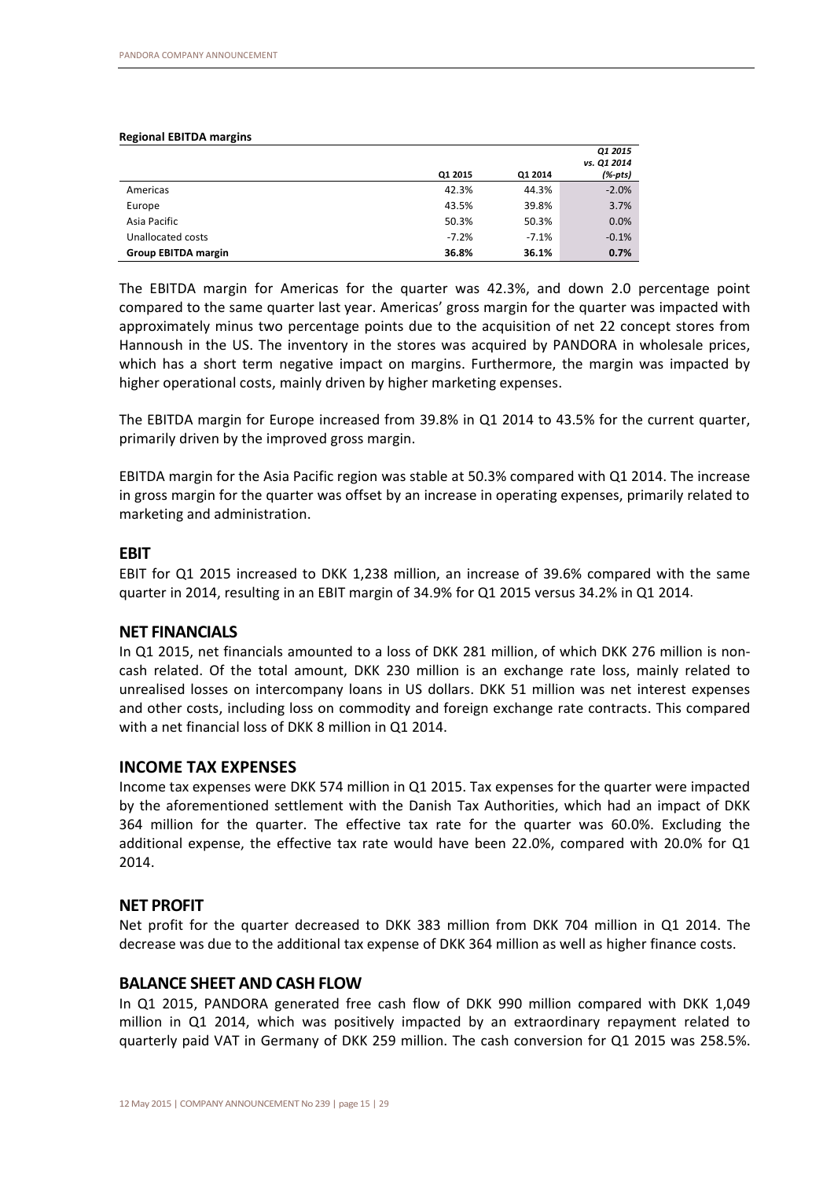**Regional EBITDA margins**

| | Q1 2015 | Q1 2014 | *Q1 2015 vs. Q1 2014 (%-pts)* |
|---|---|---|---|
| Americas | 42.3% | 44.3% | -2.0% |
| Europe | 43.5% | 39.8% | 3.7% |
| Asia Pacific | 50.3% | 50.3% | 0.0% |
| Unallocated costs | -7.2% | -7.1% | -0.1% |
| **Group EBITDA margin** | **36.8%** | **36.1%** | **0.7%** |

The EBITDA margin for Americas for the quarter was 42.3%, and down 2.0 percentage point compared to the same quarter last year. Americas' gross margin for the quarter was impacted with approximately minus two percentage points due to the acquisition of net 22 concept stores from Hannoush in the US. The inventory in the stores was acquired by PANDORA in wholesale prices, which has a short term negative impact on margins. Furthermore, the margin was impacted by higher operational costs, mainly driven by higher marketing expenses.

The EBITDA margin for Europe increased from 39.8% in Q1 2014 to 43.5% for the current quarter, primarily driven by the improved gross margin.

EBITDA margin for the Asia Pacific region was stable at 50.3% compared with Q1 2014. The increase in gross margin for the quarter was offset by an increase in operating expenses, primarily related to marketing and administration.

## EBIT

EBIT for Q1 2015 increased to DKK 1,238 million, an increase of 39.6% compared with the same quarter in 2014, resulting in an EBIT margin of 34.9% for Q1 2015 versus 34.2% in Q1 2014.

## NET FINANCIALS

In Q1 2015, net financials amounted to a loss of DKK 281 million, of which DKK 276 million is non-cash related. Of the total amount, DKK 230 million is an exchange rate loss, mainly related to unrealised losses on intercompany loans in US dollars. DKK 51 million was net interest expenses and other costs, including loss on commodity and foreign exchange rate contracts. This compared with a net financial loss of DKK 8 million in Q1 2014.

## INCOME TAX EXPENSES

Income tax expenses were DKK 574 million in Q1 2015. Tax expenses for the quarter were impacted by the aforementioned settlement with the Danish Tax Authorities, which had an impact of DKK 364 million for the quarter. The effective tax rate for the quarter was 60.0%. Excluding the additional expense, the effective tax rate would have been 22.0%, compared with 20.0% for Q1 2014.

## NET PROFIT

Net profit for the quarter decreased to DKK 383 million from DKK 704 million in Q1 2014. The decrease was due to the additional tax expense of DKK 364 million as well as higher finance costs.

## BALANCE SHEET AND CASH FLOW

In Q1 2015, PANDORA generated free cash flow of DKK 990 million compared with DKK 1,049 million in Q1 2014, which was positively impacted by an extraordinary repayment related to quarterly paid VAT in Germany of DKK 259 million. The cash conversion for Q1 2015 was 258.5%.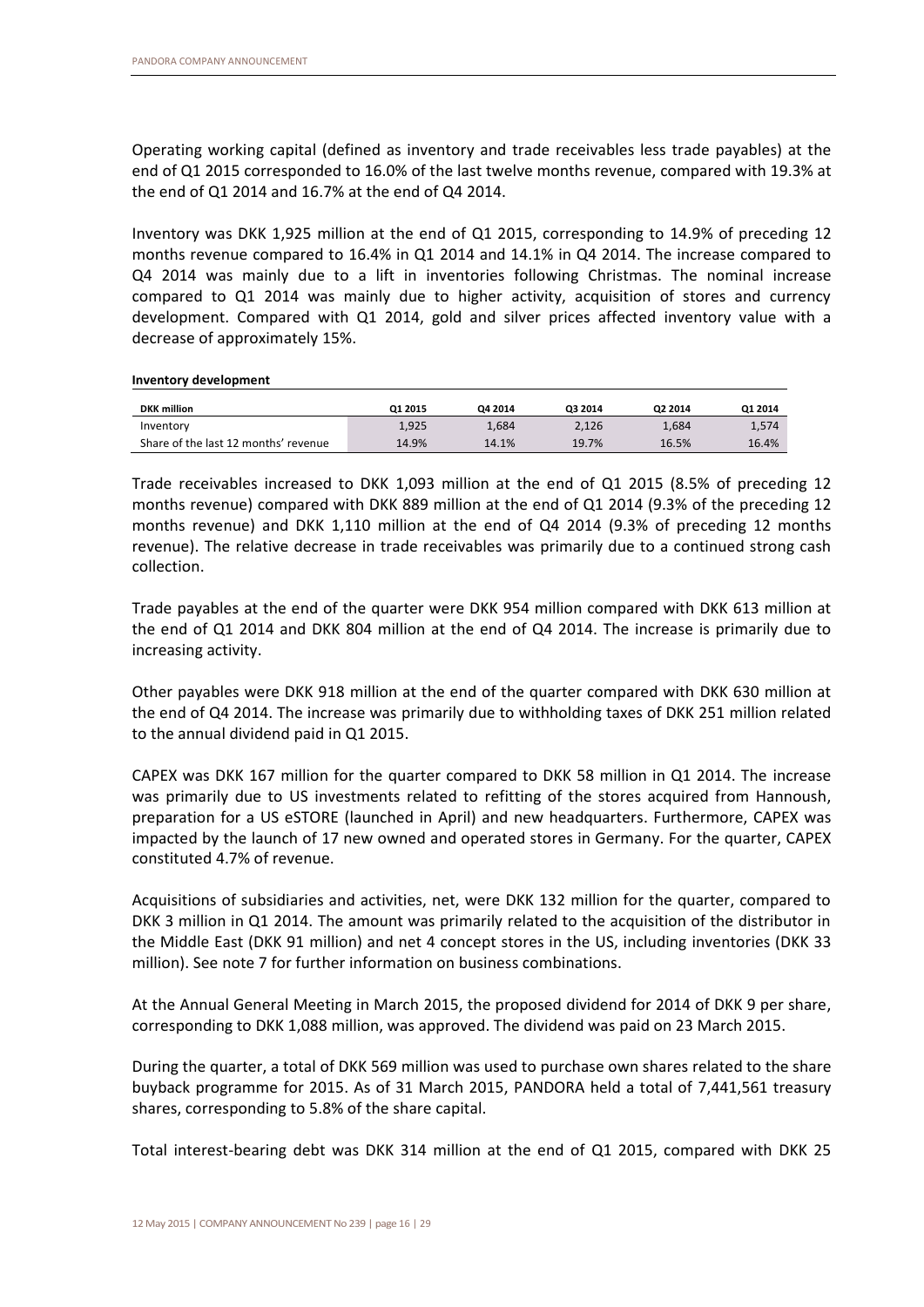Operating working capital (defined as inventory and trade receivables less trade payables) at the end of Q1 2015 corresponded to 16.0% of the last twelve months revenue, compared with 19.3% at the end of Q1 2014 and 16.7% at the end of Q4 2014.

Inventory was DKK 1,925 million at the end of Q1 2015, corresponding to 14.9% of preceding 12 months revenue compared to 16.4% in Q1 2014 and 14.1% in Q4 2014. The increase compared to Q4 2014 was mainly due to a lift in inventories following Christmas. The nominal increase compared to Q1 2014 was mainly due to higher activity, acquisition of stores and currency development. Compared with Q1 2014, gold and silver prices affected inventory value with a decrease of approximately 15%.

**Inventory development**

| DKK million | Q1 2015 | Q4 2014 | Q3 2014 | Q2 2014 | Q1 2014 |
|---|---|---|---|---|---|
| Inventory | 1,925 | 1,684 | 2,126 | 1,684 | 1,574 |
| Share of the last 12 months' revenue | 14.9% | 14.1% | 19.7% | 16.5% | 16.4% |

Trade receivables increased to DKK 1,093 million at the end of Q1 2015 (8.5% of preceding 12 months revenue) compared with DKK 889 million at the end of Q1 2014 (9.3% of the preceding 12 months revenue) and DKK 1,110 million at the end of Q4 2014 (9.3% of preceding 12 months revenue). The relative decrease in trade receivables was primarily due to a continued strong cash collection.

Trade payables at the end of the quarter were DKK 954 million compared with DKK 613 million at the end of Q1 2014 and DKK 804 million at the end of Q4 2014. The increase is primarily due to increasing activity.

Other payables were DKK 918 million at the end of the quarter compared with DKK 630 million at the end of Q4 2014. The increase was primarily due to withholding taxes of DKK 251 million related to the annual dividend paid in Q1 2015.

CAPEX was DKK 167 million for the quarter compared to DKK 58 million in Q1 2014. The increase was primarily due to US investments related to refitting of the stores acquired from Hannoush, preparation for a US eSTORE (launched in April) and new headquarters. Furthermore, CAPEX was impacted by the launch of 17 new owned and operated stores in Germany. For the quarter, CAPEX constituted 4.7% of revenue.

Acquisitions of subsidiaries and activities, net, were DKK 132 million for the quarter, compared to DKK 3 million in Q1 2014. The amount was primarily related to the acquisition of the distributor in the Middle East (DKK 91 million) and net 4 concept stores in the US, including inventories (DKK 33 million). See note 7 for further information on business combinations.

At the Annual General Meeting in March 2015, the proposed dividend for 2014 of DKK 9 per share, corresponding to DKK 1,088 million, was approved. The dividend was paid on 23 March 2015.

During the quarter, a total of DKK 569 million was used to purchase own shares related to the share buyback programme for 2015. As of 31 March 2015, PANDORA held a total of 7,441,561 treasury shares, corresponding to 5.8% of the share capital.

Total interest-bearing debt was DKK 314 million at the end of Q1 2015, compared with DKK 25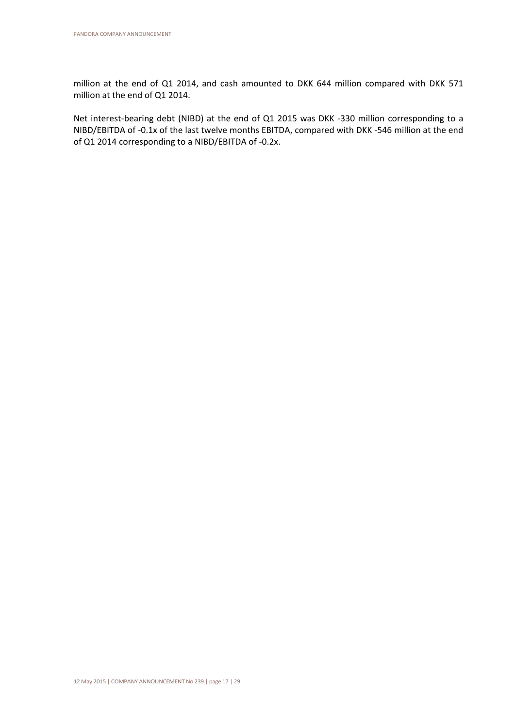million at the end of Q1 2014, and cash amounted to DKK 644 million compared with DKK 571 million at the end of Q1 2014.

Net interest-bearing debt (NIBD) at the end of Q1 2015 was DKK -330 million corresponding to a NIBD/EBITDA of -0.1x of the last twelve months EBITDA, compared with DKK -546 million at the end of Q1 2014 corresponding to a NIBD/EBITDA of -0.2x.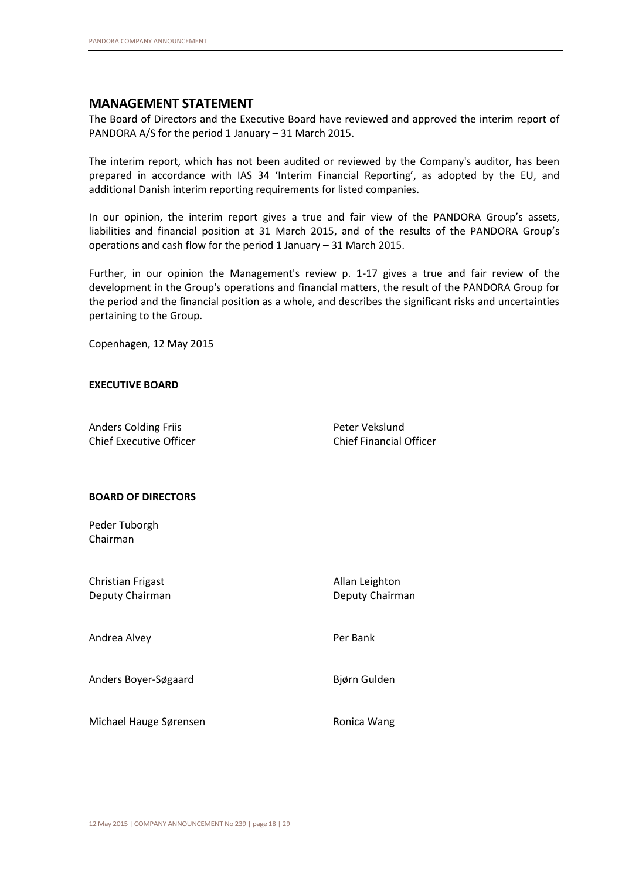## MANAGEMENT STATEMENT

The Board of Directors and the Executive Board have reviewed and approved the interim report of PANDORA A/S for the period 1 January – 31 March 2015.

The interim report, which has not been audited or reviewed by the Company's auditor, has been prepared in accordance with IAS 34 'Interim Financial Reporting', as adopted by the EU, and additional Danish interim reporting requirements for listed companies.

In our opinion, the interim report gives a true and fair view of the PANDORA Group's assets, liabilities and financial position at 31 March 2015, and of the results of the PANDORA Group's operations and cash flow for the period 1 January – 31 March 2015.

Further, in our opinion the Management's review p. 1-17 gives a true and fair review of the development in the Group's operations and financial matters, the result of the PANDORA Group for the period and the financial position as a whole, and describes the significant risks and uncertainties pertaining to the Group.

Copenhagen, 12 May 2015

**EXECUTIVE BOARD**

Anders Colding Friis
Chief Executive Officer

Peter Vekslund
Chief Financial Officer

**BOARD OF DIRECTORS**

Peder Tuborgh
Chairman

Christian Frigast
Deputy Chairman

Allan Leighton
Deputy Chairman

Andrea Alvey

Per Bank

Anders Boyer-Søgaard

Bjørn Gulden

Michael Hauge Sørensen

Ronica Wang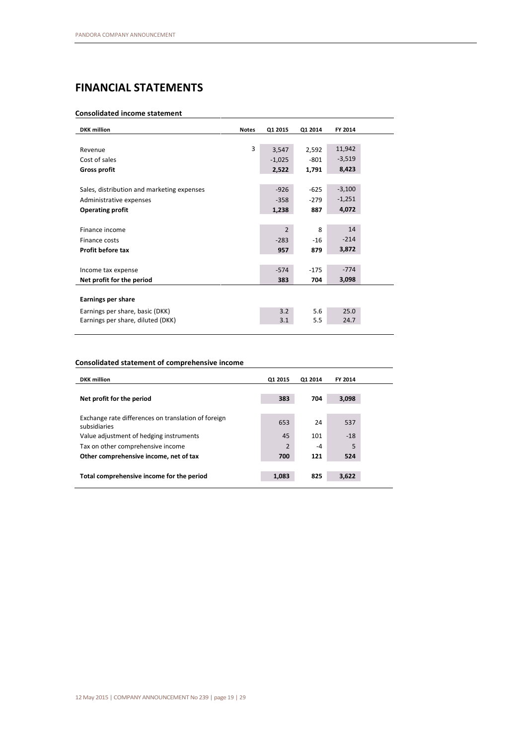# FINANCIAL STATEMENTS

### Consolidated income statement

| DKK million | Notes | Q1 2015 | Q1 2014 | FY 2014 |
|---|---|---|---|---|
| Revenue | 3 | 3,547 | 2,592 | 11,942 |
| Cost of sales | | -1,025 | -801 | -3,519 |
| **Gross profit** | | **2,522** | **1,791** | **8,423** |
| Sales, distribution and marketing expenses | | -926 | -625 | -3,100 |
| Administrative expenses | | -358 | -279 | -1,251 |
| **Operating profit** | | **1,238** | **887** | **4,072** |
| Finance income | | 2 | 8 | 14 |
| Finance costs | | -283 | -16 | -214 |
| **Profit before tax** | | **957** | **879** | **3,872** |
| Income tax expense | | -574 | -175 | -774 |
| **Net profit for the period** | | **383** | **704** | **3,098** |
| **Earnings per share** | | | | |
| Earnings per share, basic (DKK) | | 3.2 | 5.6 | 25.0 |
| Earnings per share, diluted (DKK) | | 3.1 | 5.5 | 24.7 |

### Consolidated statement of comprehensive income

| DKK million | Q1 2015 | Q1 2014 | FY 2014 |
|---|---|---|---|
| **Net profit for the period** | **383** | **704** | **3,098** |
| Exchange rate differences on translation of foreign subsidiaries | 653 | 24 | 537 |
| Value adjustment of hedging instruments | 45 | 101 | -18 |
| Tax on other comprehensive income | 2 | -4 | 5 |
| **Other comprehensive income, net of tax** | **700** | **121** | **524** |
| **Total comprehensive income for the period** | **1,083** | **825** | **3,622** |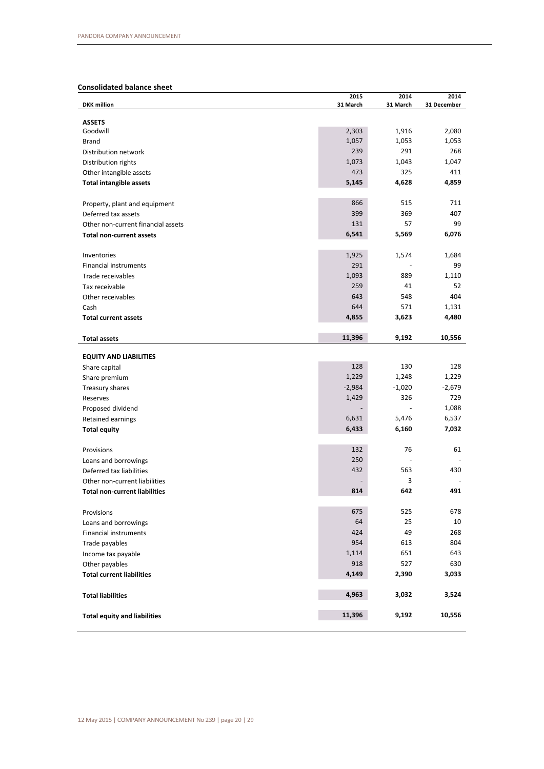### Consolidated balance sheet

| DKK million | 2015 31 March | 2014 31 March | 2014 31 December |
|---|---|---|---|
| **ASSETS** | | | |
| Goodwill | 2,303 | 1,916 | 2,080 |
| Brand | 1,057 | 1,053 | 1,053 |
| Distribution network | 239 | 291 | 268 |
| Distribution rights | 1,073 | 1,043 | 1,047 |
| Other intangible assets | 473 | 325 | 411 |
| **Total intangible assets** | **5,145** | **4,628** | **4,859** |
| | | | |
| Property, plant and equipment | 866 | 515 | 711 |
| Deferred tax assets | 399 | 369 | 407 |
| Other non-current financial assets | 131 | 57 | 99 |
| **Total non-current assets** | **6,541** | **5,569** | **6,076** |
| | | | |
| Inventories | 1,925 | 1,574 | 1,684 |
| Financial instruments | 291 | - | 99 |
| Trade receivables | 1,093 | 889 | 1,110 |
| Tax receivable | 259 | 41 | 52 |
| Other receivables | 643 | 548 | 404 |
| Cash | 644 | 571 | 1,131 |
| **Total current assets** | **4,855** | **3,623** | **4,480** |
| | | | |
| **Total assets** | **11,396** | **9,192** | **10,556** |
| | | | |
| **EQUITY AND LIABILITIES** | | | |
| Share capital | 128 | 130 | 128 |
| Share premium | 1,229 | 1,248 | 1,229 |
| Treasury shares | -2,984 | -1,020 | -2,679 |
| Reserves | 1,429 | 326 | 729 |
| Proposed dividend | - | - | 1,088 |
| Retained earnings | 6,631 | 5,476 | 6,537 |
| **Total equity** | **6,433** | **6,160** | **7,032** |
| | | | |
| Provisions | 132 | 76 | 61 |
| Loans and borrowings | 250 | - | - |
| Deferred tax liabilities | 432 | 563 | 430 |
| Other non-current liabilities | - | 3 | - |
| **Total non-current liabilities** | **814** | **642** | **491** |
| | | | |
| Provisions | 675 | 525 | 678 |
| Loans and borrowings | 64 | 25 | 10 |
| Financial instruments | 424 | 49 | 268 |
| Trade payables | 954 | 613 | 804 |
| Income tax payable | 1,114 | 651 | 643 |
| Other payables | 918 | 527 | 630 |
| **Total current liabilities** | **4,149** | **2,390** | **3,033** |
| | | | |
| **Total liabilities** | **4,963** | **3,032** | **3,524** |
| | | | |
| **Total equity and liabilities** | **11,396** | **9,192** | **10,556** |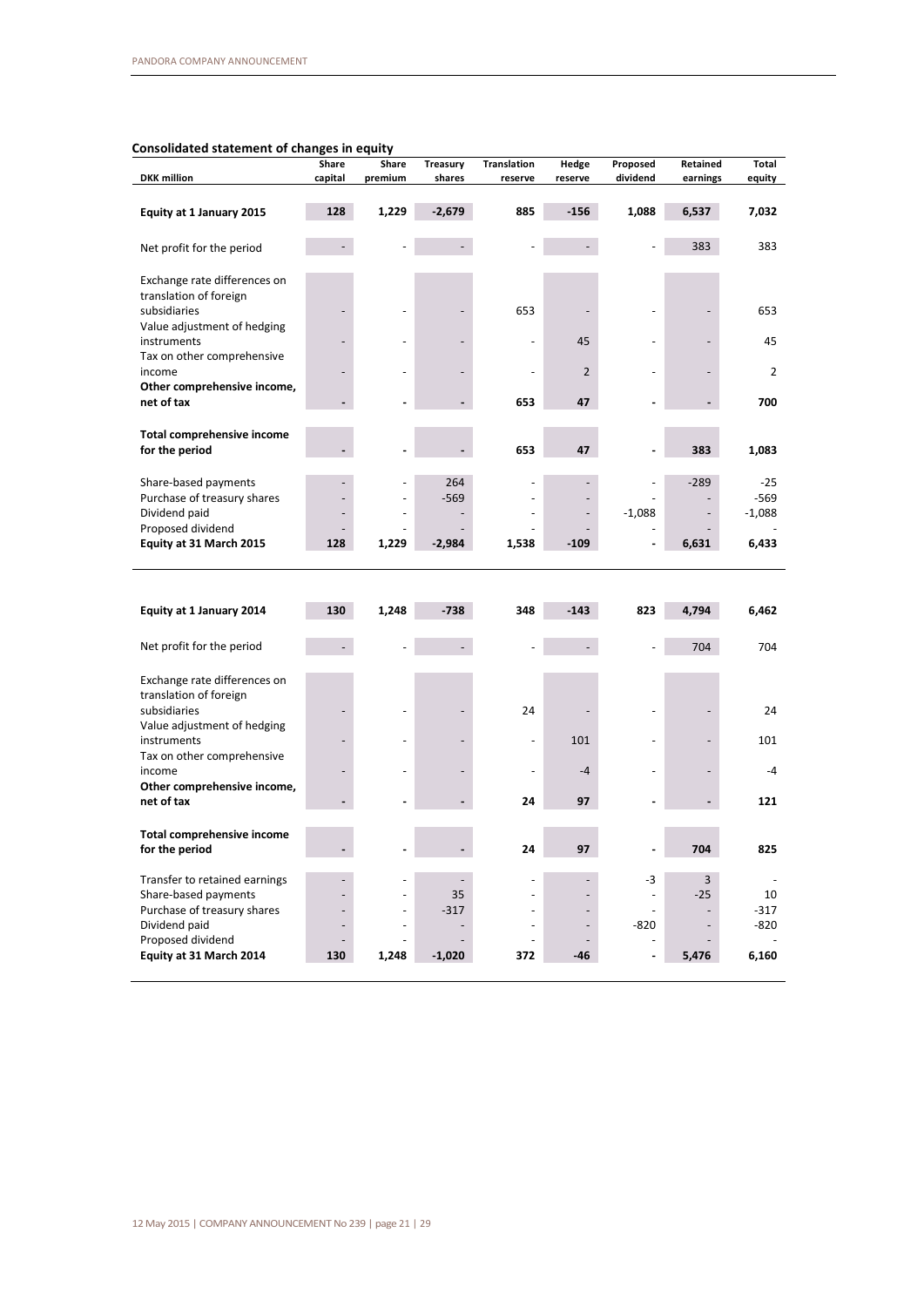## Consolidated statement of changes in equity

| DKK million | Share capital | Share premium | Treasury shares | Translation reserve | Hedge reserve | Proposed dividend | Retained earnings | Total equity |
|---|---|---|---|---|---|---|---|---|
| **Equity at 1 January 2015** | **128** | **1,229** | **-2,679** | **885** | **-156** | **1,088** | **6,537** | **7,032** |
| Net profit for the period | - | - | - | - | - | - | 383 | 383 |
| Exchange rate differences on translation of foreign subsidiaries | - | - | - | 653 | - | - | - | 653 |
| Value adjustment of hedging instruments | - | - | - | - | 45 | - | - | 45 |
| Tax on other comprehensive income | - | - | - | - | 2 | - | - | 2 |
| **Other comprehensive income, net of tax** | **-** | **-** | **-** | **653** | **47** | **-** | **-** | **700** |
| **Total comprehensive income for the period** | **-** | **-** | **-** | **653** | **47** | **-** | **383** | **1,083** |
| Share-based payments | - | - | 264 | - | - | - | -289 | -25 |
| Purchase of treasury shares | - | - | -569 | - | - | - | - | -569 |
| Dividend paid | - | - | - | - | - | -1,088 | - | -1,088 |
| Proposed dividend | - | - | - | - | - | - | - | - |
| **Equity at 31 March 2015** | **128** | **1,229** | **-2,984** | **1,538** | **-109** | **-** | **6,631** | **6,433** |

| DKK million | Share capital | Share premium | Treasury shares | Translation reserve | Hedge reserve | Proposed dividend | Retained earnings | Total equity |
|---|---|---|---|---|---|---|---|---|
| **Equity at 1 January 2014** | **130** | **1,248** | **-738** | **348** | **-143** | **823** | **4,794** | **6,462** |
| Net profit for the period | - | - | - | - | - | - | 704 | 704 |
| Exchange rate differences on translation of foreign subsidiaries | - | - | - | 24 | - | - | - | 24 |
| Value adjustment of hedging instruments | - | - | - | - | 101 | - | - | 101 |
| Tax on other comprehensive income | - | - | - | - | -4 | - | - | -4 |
| **Other comprehensive income, net of tax** | **-** | **-** | **-** | **24** | **97** | **-** | **-** | **121** |
| **Total comprehensive income for the period** | **-** | **-** | **-** | **24** | **97** | **-** | **704** | **825** |
| Transfer to retained earnings | - | - | - | - | - | -3 | 3 | - |
| Share-based payments | - | - | 35 | - | - | - | -25 | 10 |
| Purchase of treasury shares | - | - | -317 | - | - | - | - | -317 |
| Dividend paid | - | - | - | - | - | -820 | - | -820 |
| Proposed dividend | - | - | - | - | - | - | - | - |
| **Equity at 31 March 2014** | **130** | **1,248** | **-1,020** | **372** | **-46** | **-** | **5,476** | **6,160** |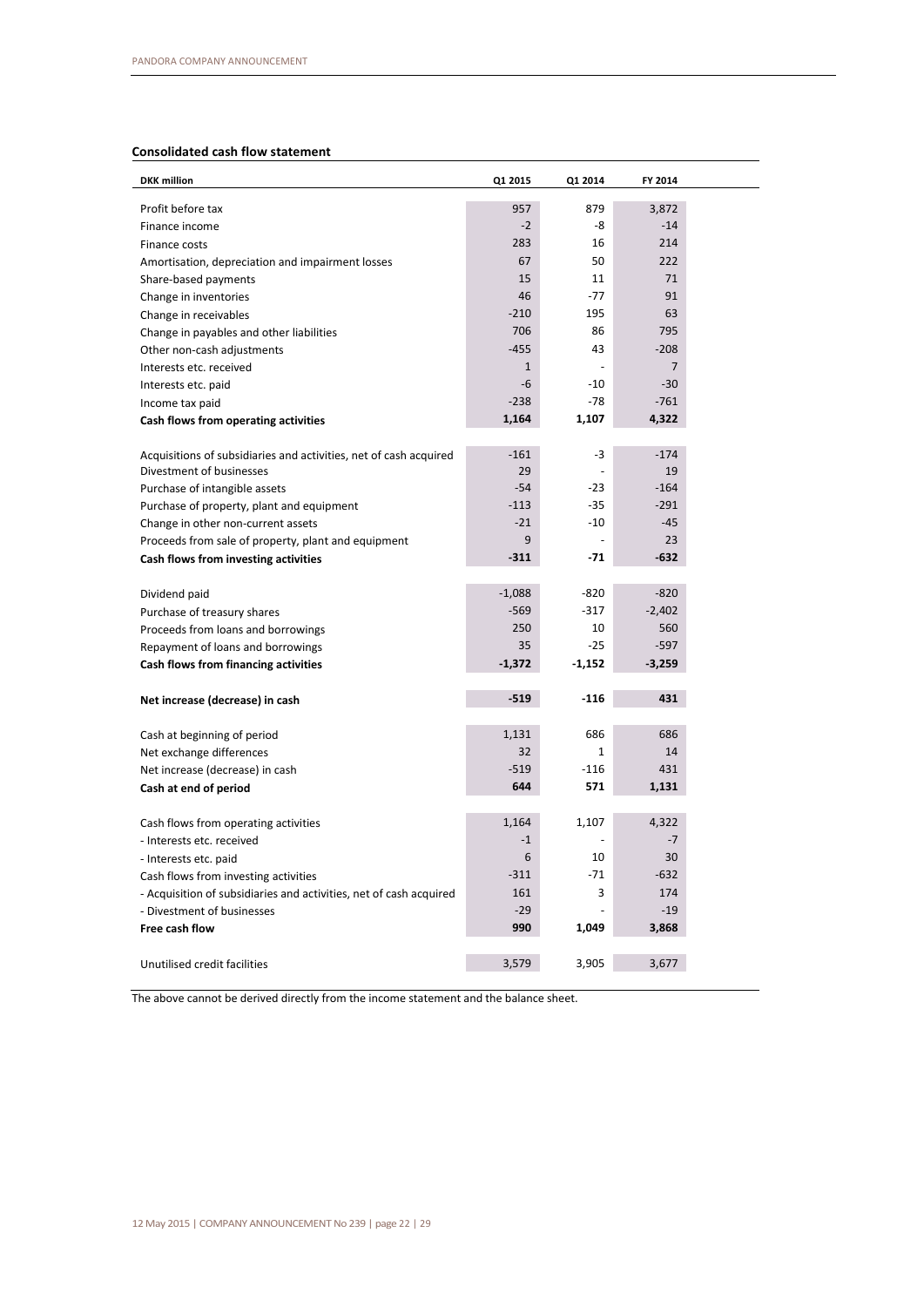**Consolidated cash flow statement**

| DKK million | Q1 2015 | Q1 2014 | FY 2014 |
|---|---|---|---|
| Profit before tax | 957 | 879 | 3,872 |
| Finance income | -2 | -8 | -14 |
| Finance costs | 283 | 16 | 214 |
| Amortisation, depreciation and impairment losses | 67 | 50 | 222 |
| Share-based payments | 15 | 11 | 71 |
| Change in inventories | 46 | -77 | 91 |
| Change in receivables | -210 | 195 | 63 |
| Change in payables and other liabilities | 706 | 86 | 795 |
| Other non-cash adjustments | -455 | 43 | -208 |
| Interests etc. received | 1 | - | 7 |
| Interests etc. paid | -6 | -10 | -30 |
| Income tax paid | -238 | -78 | -761 |
| **Cash flows from operating activities** | **1,164** | **1,107** | **4,322** |
| | | | |
| Acquisitions of subsidiaries and activities, net of cash acquired | -161 | -3 | -174 |
| Divestment of businesses | 29 | - | 19 |
| Purchase of intangible assets | -54 | -23 | -164 |
| Purchase of property, plant and equipment | -113 | -35 | -291 |
| Change in other non-current assets | -21 | -10 | -45 |
| Proceeds from sale of property, plant and equipment | 9 | - | 23 |
| **Cash flows from investing activities** | **-311** | **-71** | **-632** |
| | | | |
| Dividend paid | -1,088 | -820 | -820 |
| Purchase of treasury shares | -569 | -317 | -2,402 |
| Proceeds from loans and borrowings | 250 | 10 | 560 |
| Repayment of loans and borrowings | 35 | -25 | -597 |
| **Cash flows from financing activities** | **-1,372** | **-1,152** | **-3,259** |
| | | | |
| **Net increase (decrease) in cash** | **-519** | **-116** | **431** |
| | | | |
| Cash at beginning of period | 1,131 | 686 | 686 |
| Net exchange differences | 32 | 1 | 14 |
| Net increase (decrease) in cash | -519 | -116 | 431 |
| **Cash at end of period** | **644** | **571** | **1,131** |
| | | | |
| Cash flows from operating activities | 1,164 | 1,107 | 4,322 |
| - Interests etc. received | -1 | - | -7 |
| - Interests etc. paid | 6 | 10 | 30 |
| Cash flows from investing activities | -311 | -71 | -632 |
| - Acquisition of subsidiaries and activities, net of cash acquired | 161 | 3 | 174 |
| - Divestment of businesses | -29 | - | -19 |
| **Free cash flow** | **990** | **1,049** | **3,868** |
| | | | |
| Unutilised credit facilities | 3,579 | 3,905 | 3,677 |

The above cannot be derived directly from the income statement and the balance sheet.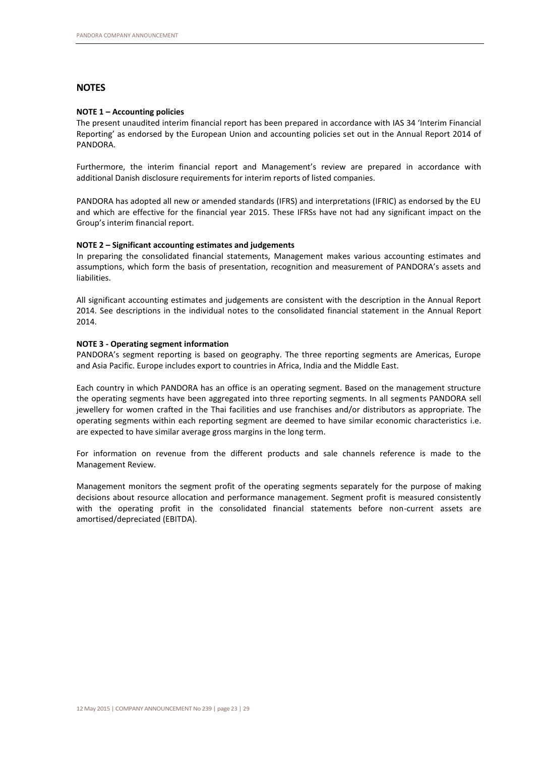## NOTES

**NOTE 1 – Accounting policies**

The present unaudited interim financial report has been prepared in accordance with IAS 34 'Interim Financial Reporting' as endorsed by the European Union and accounting policies set out in the Annual Report 2014 of PANDORA.

Furthermore, the interim financial report and Management's review are prepared in accordance with additional Danish disclosure requirements for interim reports of listed companies.

PANDORA has adopted all new or amended standards (IFRS) and interpretations (IFRIC) as endorsed by the EU and which are effective for the financial year 2015. These IFRSs have not had any significant impact on the Group's interim financial report.

**NOTE 2 – Significant accounting estimates and judgements**

In preparing the consolidated financial statements, Management makes various accounting estimates and assumptions, which form the basis of presentation, recognition and measurement of PANDORA's assets and liabilities.

All significant accounting estimates and judgements are consistent with the description in the Annual Report 2014. See descriptions in the individual notes to the consolidated financial statement in the Annual Report 2014.

**NOTE 3 - Operating segment information**

PANDORA's segment reporting is based on geography. The three reporting segments are Americas, Europe and Asia Pacific. Europe includes export to countries in Africa, India and the Middle East.

Each country in which PANDORA has an office is an operating segment. Based on the management structure the operating segments have been aggregated into three reporting segments. In all segments PANDORA sell jewellery for women crafted in the Thai facilities and use franchises and/or distributors as appropriate. The operating segments within each reporting segment are deemed to have similar economic characteristics i.e. are expected to have similar average gross margins in the long term.

For information on revenue from the different products and sale channels reference is made to the Management Review.

Management monitors the segment profit of the operating segments separately for the purpose of making decisions about resource allocation and performance management. Segment profit is measured consistently with the operating profit in the consolidated financial statements before non-current assets are amortised/depreciated (EBITDA).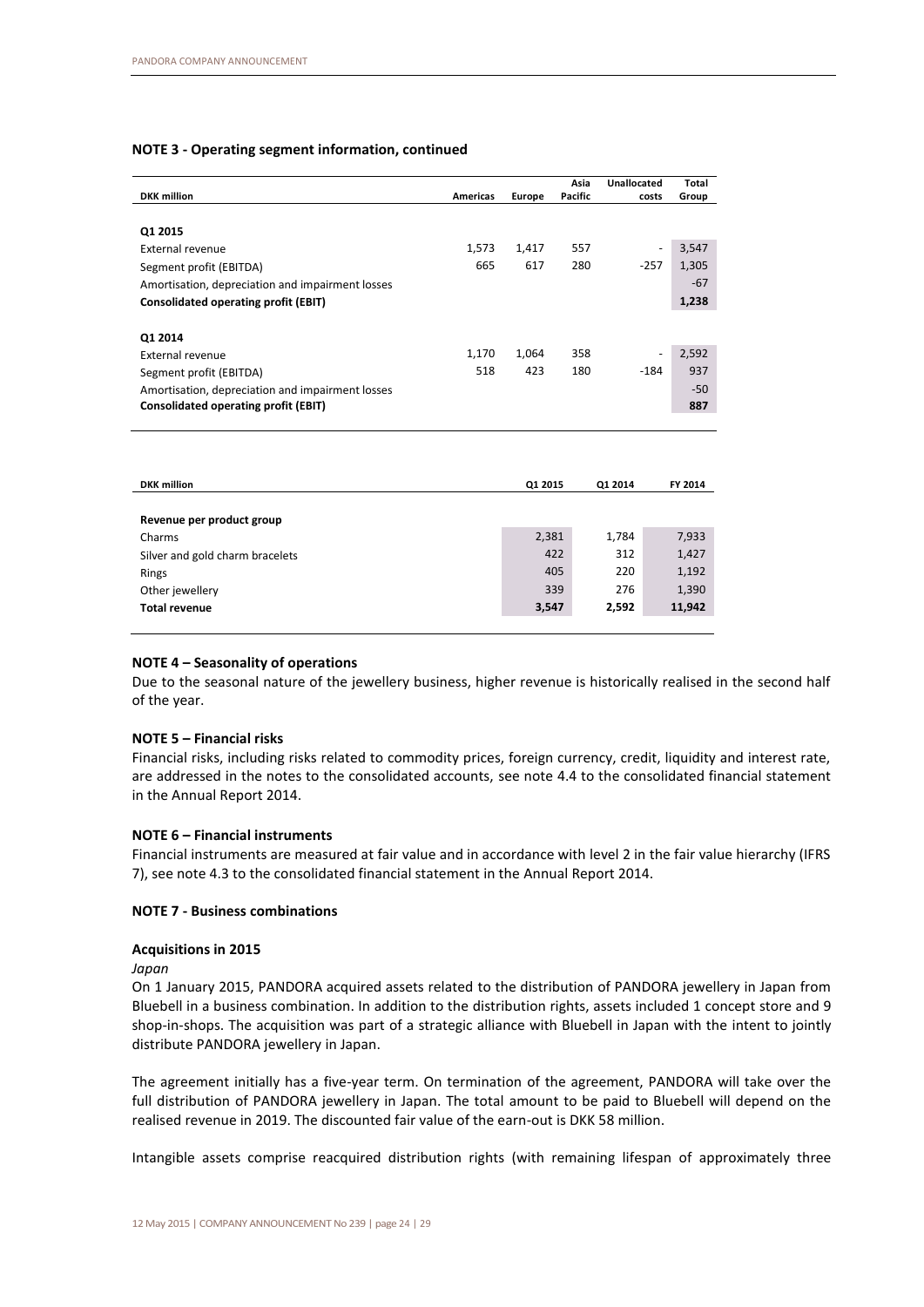### NOTE 3 - Operating segment information, continued

| DKK million | Americas | Europe | Asia Pacific | Unallocated costs | Total Group |
|---|---|---|---|---|---|
| **Q1 2015** | | | | | |
| External revenue | 1,573 | 1,417 | 557 | - | 3,547 |
| Segment profit (EBITDA) | 665 | 617 | 280 | -257 | 1,305 |
| Amortisation, depreciation and impairment losses | | | | | -67 |
| **Consolidated operating profit (EBIT)** | | | | | **1,238** |
| **Q1 2014** | | | | | |
| External revenue | 1,170 | 1,064 | 358 | - | 2,592 |
| Segment profit (EBITDA) | 518 | 423 | 180 | -184 | 937 |
| Amortisation, depreciation and impairment losses | | | | | -50 |
| **Consolidated operating profit (EBIT)** | | | | | **887** |

| DKK million | Q1 2015 | Q1 2014 | FY 2014 |
|---|---|---|---|
| **Revenue per product group** | | | |
| Charms | 2,381 | 1,784 | 7,933 |
| Silver and gold charm bracelets | 422 | 312 | 1,427 |
| Rings | 405 | 220 | 1,192 |
| Other jewellery | 339 | 276 | 1,390 |
| **Total revenue** | **3,547** | **2,592** | **11,942** |

### NOTE 4 – Seasonality of operations

Due to the seasonal nature of the jewellery business, higher revenue is historically realised in the second half of the year.

### NOTE 5 – Financial risks

Financial risks, including risks related to commodity prices, foreign currency, credit, liquidity and interest rate, are addressed in the notes to the consolidated accounts, see note 4.4 to the consolidated financial statement in the Annual Report 2014.

### NOTE 6 – Financial instruments

Financial instruments are measured at fair value and in accordance with level 2 in the fair value hierarchy (IFRS 7), see note 4.3 to the consolidated financial statement in the Annual Report 2014.

### NOTE 7 - Business combinations

#### Acquisitions in 2015

*Japan*

On 1 January 2015, PANDORA acquired assets related to the distribution of PANDORA jewellery in Japan from Bluebell in a business combination. In addition to the distribution rights, assets included 1 concept store and 9 shop-in-shops. The acquisition was part of a strategic alliance with Bluebell in Japan with the intent to jointly distribute PANDORA jewellery in Japan.

The agreement initially has a five-year term. On termination of the agreement, PANDORA will take over the full distribution of PANDORA jewellery in Japan. The total amount to be paid to Bluebell will depend on the realised revenue in 2019. The discounted fair value of the earn-out is DKK 58 million.

Intangible assets comprise reacquired distribution rights (with remaining lifespan of approximately three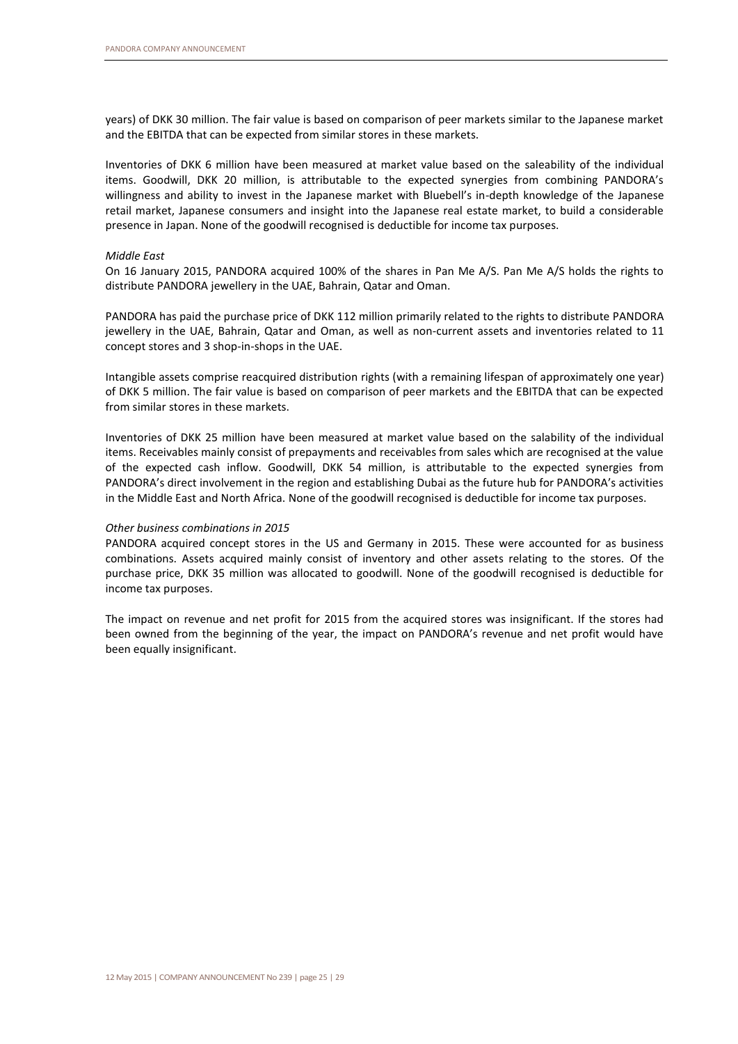years) of DKK 30 million. The fair value is based on comparison of peer markets similar to the Japanese market and the EBITDA that can be expected from similar stores in these markets.

Inventories of DKK 6 million have been measured at market value based on the saleability of the individual items. Goodwill, DKK 20 million, is attributable to the expected synergies from combining PANDORA's willingness and ability to invest in the Japanese market with Bluebell's in-depth knowledge of the Japanese retail market, Japanese consumers and insight into the Japanese real estate market, to build a considerable presence in Japan. None of the goodwill recognised is deductible for income tax purposes.

*Middle East*

On 16 January 2015, PANDORA acquired 100% of the shares in Pan Me A/S. Pan Me A/S holds the rights to distribute PANDORA jewellery in the UAE, Bahrain, Qatar and Oman.

PANDORA has paid the purchase price of DKK 112 million primarily related to the rights to distribute PANDORA jewellery in the UAE, Bahrain, Qatar and Oman, as well as non-current assets and inventories related to 11 concept stores and 3 shop-in-shops in the UAE.

Intangible assets comprise reacquired distribution rights (with a remaining lifespan of approximately one year) of DKK 5 million. The fair value is based on comparison of peer markets and the EBITDA that can be expected from similar stores in these markets.

Inventories of DKK 25 million have been measured at market value based on the salability of the individual items. Receivables mainly consist of prepayments and receivables from sales which are recognised at the value of the expected cash inflow. Goodwill, DKK 54 million, is attributable to the expected synergies from PANDORA's direct involvement in the region and establishing Dubai as the future hub for PANDORA's activities in the Middle East and North Africa. None of the goodwill recognised is deductible for income tax purposes.

*Other business combinations in 2015*

PANDORA acquired concept stores in the US and Germany in 2015. These were accounted for as business combinations. Assets acquired mainly consist of inventory and other assets relating to the stores. Of the purchase price, DKK 35 million was allocated to goodwill. None of the goodwill recognised is deductible for income tax purposes.

The impact on revenue and net profit for 2015 from the acquired stores was insignificant. If the stores had been owned from the beginning of the year, the impact on PANDORA's revenue and net profit would have been equally insignificant.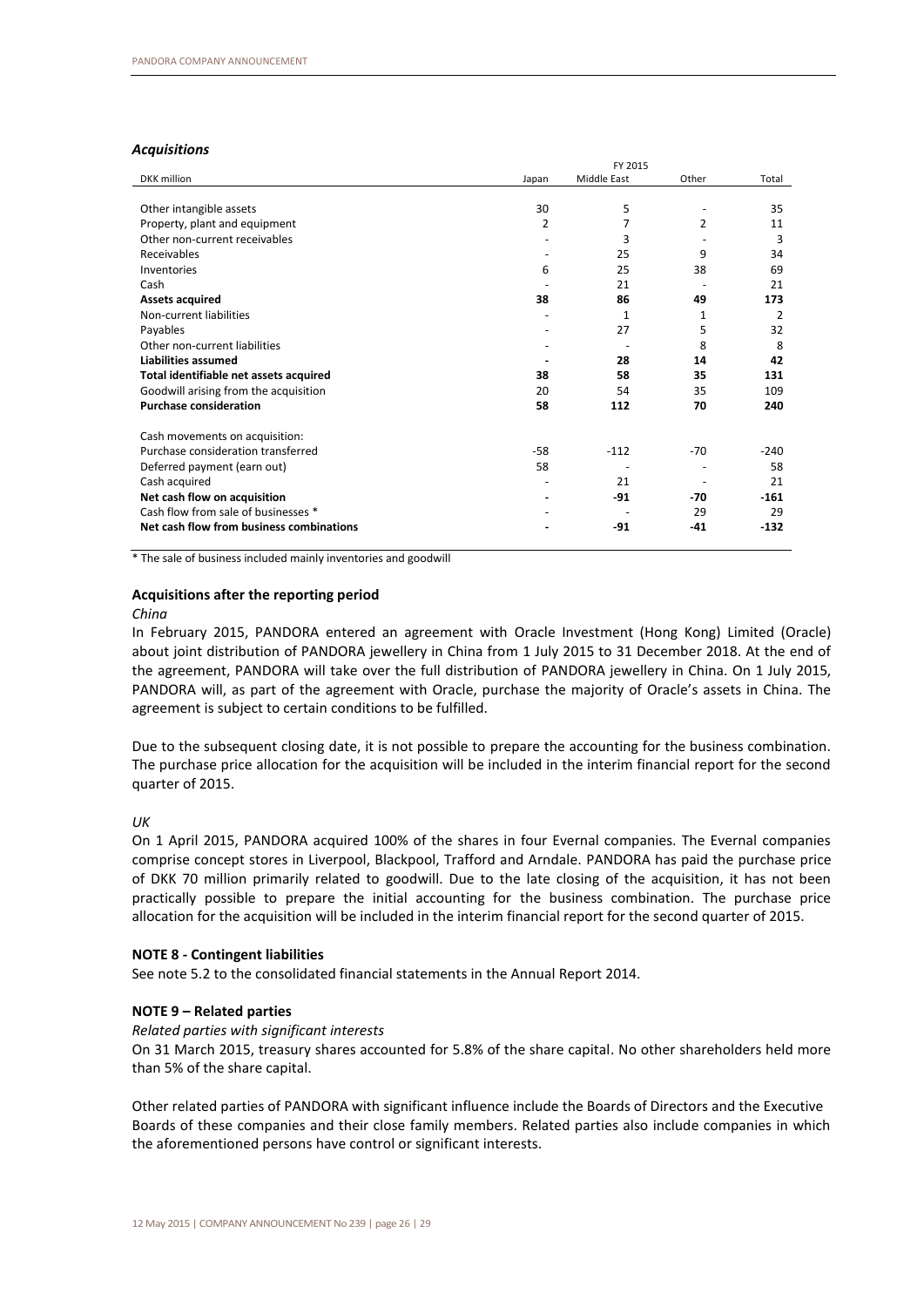### *Acquisitions*

| DKK million | FY 2015 | | | |
|---|---|---|---|---|
| | Japan | Middle East | Other | Total |
| Other intangible assets | 30 | 5 | - | 35 |
| Property, plant and equipment | 2 | 7 | 2 | 11 |
| Other non-current receivables | - | 3 | - | 3 |
| Receivables | - | 25 | 9 | 34 |
| Inventories | 6 | 25 | 38 | 69 |
| Cash | - | 21 | - | 21 |
| **Assets acquired** | **38** | **86** | **49** | **173** |
| Non-current liabilities | - | 1 | 1 | 2 |
| Payables | - | 27 | 5 | 32 |
| Other non-current liabilities | - | - | 8 | 8 |
| **Liabilities assumed** | **-** | **28** | **14** | **42** |
| **Total identifiable net assets acquired** | **38** | **58** | **35** | **131** |
| Goodwill arising from the acquisition | 20 | 54 | 35 | 109 |
| **Purchase consideration** | **58** | **112** | **70** | **240** |
| | | | | |
| Cash movements on acquisition: | | | | |
| Purchase consideration transferred | -58 | -112 | -70 | -240 |
| Deferred payment (earn out) | 58 | - | - | 58 |
| Cash acquired | - | 21 | - | 21 |
| **Net cash flow on acquisition** | **-** | **-91** | **-70** | **-161** |
| Cash flow from sale of businesses * | - | - | 29 | 29 |
| **Net cash flow from business combinations** | **-** | **-91** | **-41** | **-132** |

* The sale of business included mainly inventories and goodwill

### Acquisitions after the reporting period

*China*

In February 2015, PANDORA entered an agreement with Oracle Investment (Hong Kong) Limited (Oracle) about joint distribution of PANDORA jewellery in China from 1 July 2015 to 31 December 2018. At the end of the agreement, PANDORA will take over the full distribution of PANDORA jewellery in China. On 1 July 2015, PANDORA will, as part of the agreement with Oracle, purchase the majority of Oracle's assets in China. The agreement is subject to certain conditions to be fulfilled.

Due to the subsequent closing date, it is not possible to prepare the accounting for the business combination. The purchase price allocation for the acquisition will be included in the interim financial report for the second quarter of 2015.

*UK*

On 1 April 2015, PANDORA acquired 100% of the shares in four Evernal companies. The Evernal companies comprise concept stores in Liverpool, Blackpool, Trafford and Arndale. PANDORA has paid the purchase price of DKK 70 million primarily related to goodwill. Due to the late closing of the acquisition, it has not been practically possible to prepare the initial accounting for the business combination. The purchase price allocation for the acquisition will be included in the interim financial report for the second quarter of 2015.

### NOTE 8 - Contingent liabilities

See note 5.2 to the consolidated financial statements in the Annual Report 2014.

### NOTE 9 – Related parties

*Related parties with significant interests*

On 31 March 2015, treasury shares accounted for 5.8% of the share capital. No other shareholders held more than 5% of the share capital.

Other related parties of PANDORA with significant influence include the Boards of Directors and the Executive Boards of these companies and their close family members. Related parties also include companies in which the aforementioned persons have control or significant interests.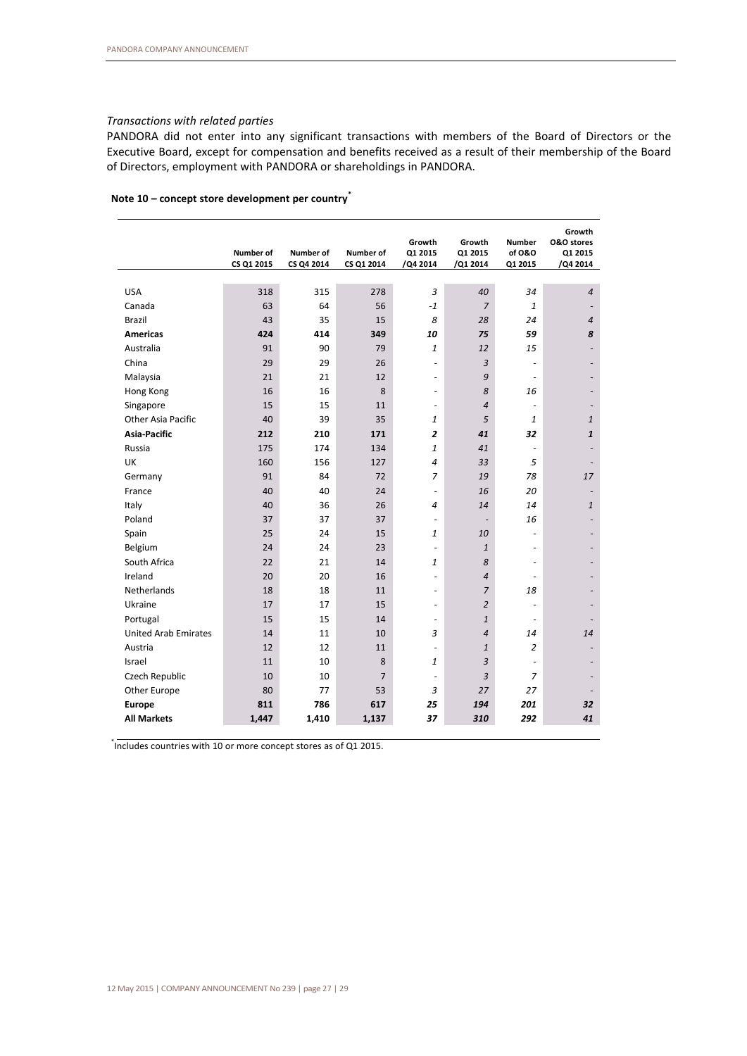*Transactions with related parties*

PANDORA did not enter into any significant transactions with members of the Board of Directors or the Executive Board, except for compensation and benefits received as a result of their membership of the Board of Directors, employment with PANDORA or shareholdings in PANDORA.

**Note 10 – concept store development per country***

| | Number of CS Q1 2015 | Number of CS Q4 2014 | Number of CS Q1 2014 | Growth Q1 2015 /Q4 2014 | Growth Q1 2015 /Q1 2014 | Number of O&O Q1 2015 | Growth O&O stores Q1 2015 /Q4 2014 |
|---|---|---|---|---|---|---|---|
| USA | 318 | 315 | 278 | *3* | *40* | *34* | *4* |
| Canada | 63 | 64 | 56 | *-1* | *7* | *1* | - |
| Brazil | 43 | 35 | 15 | *8* | *28* | *24* | *4* |
| **Americas** | **424** | **414** | **349** | ***10*** | ***75*** | ***59*** | ***8*** |
| Australia | 91 | 90 | 79 | *1* | *12* | *15* | - |
| China | 29 | 29 | 26 | - | *3* | - | - |
| Malaysia | 21 | 21 | 12 | - | *9* | - | - |
| Hong Kong | 16 | 16 | 8 | - | *8* | *16* | - |
| Singapore | 15 | 15 | 11 | - | *4* | - | - |
| Other Asia Pacific | 40 | 39 | 35 | *1* | *5* | *1* | *1* |
| **Asia-Pacific** | **212** | **210** | **171** | ***2*** | ***41*** | ***32*** | ***1*** |
| Russia | 175 | 174 | 134 | *1* | *41* | - | - |
| UK | 160 | 156 | 127 | *4* | *33* | *5* | - |
| Germany | 91 | 84 | 72 | *7* | *19* | *78* | *17* |
| France | 40 | 40 | 24 | - | *16* | *20* | - |
| Italy | 40 | 36 | 26 | *4* | *14* | *14* | *1* |
| Poland | 37 | 37 | 37 | - | - | *16* | - |
| Spain | 25 | 24 | 15 | *1* | *10* | - | - |
| Belgium | 24 | 24 | 23 | - | *1* | - | - |
| South Africa | 22 | 21 | 14 | *1* | *8* | - | - |
| Ireland | 20 | 20 | 16 | - | *4* | - | - |
| Netherlands | 18 | 18 | 11 | - | *7* | *18* | - |
| Ukraine | 17 | 17 | 15 | - | *2* | - | - |
| Portugal | 15 | 15 | 14 | - | *1* | - | - |
| United Arab Emirates | 14 | 11 | 10 | *3* | *4* | *14* | *14* |
| Austria | 12 | 12 | 11 | - | *1* | *2* | - |
| Israel | 11 | 10 | 8 | *1* | *3* | - | - |
| Czech Republic | 10 | 10 | 7 | - | *3* | *7* | - |
| Other Europe | 80 | 77 | 53 | *3* | *27* | *27* | - |
| **Europe** | **811** | **786** | **617** | ***25*** | ***194*** | ***201*** | ***32*** |
| **All Markets** | **1,447** | **1,410** | **1,137** | ***37*** | ***310*** | ***292*** | ***41*** |

*Includes countries with 10 or more concept stores as of Q1 2015.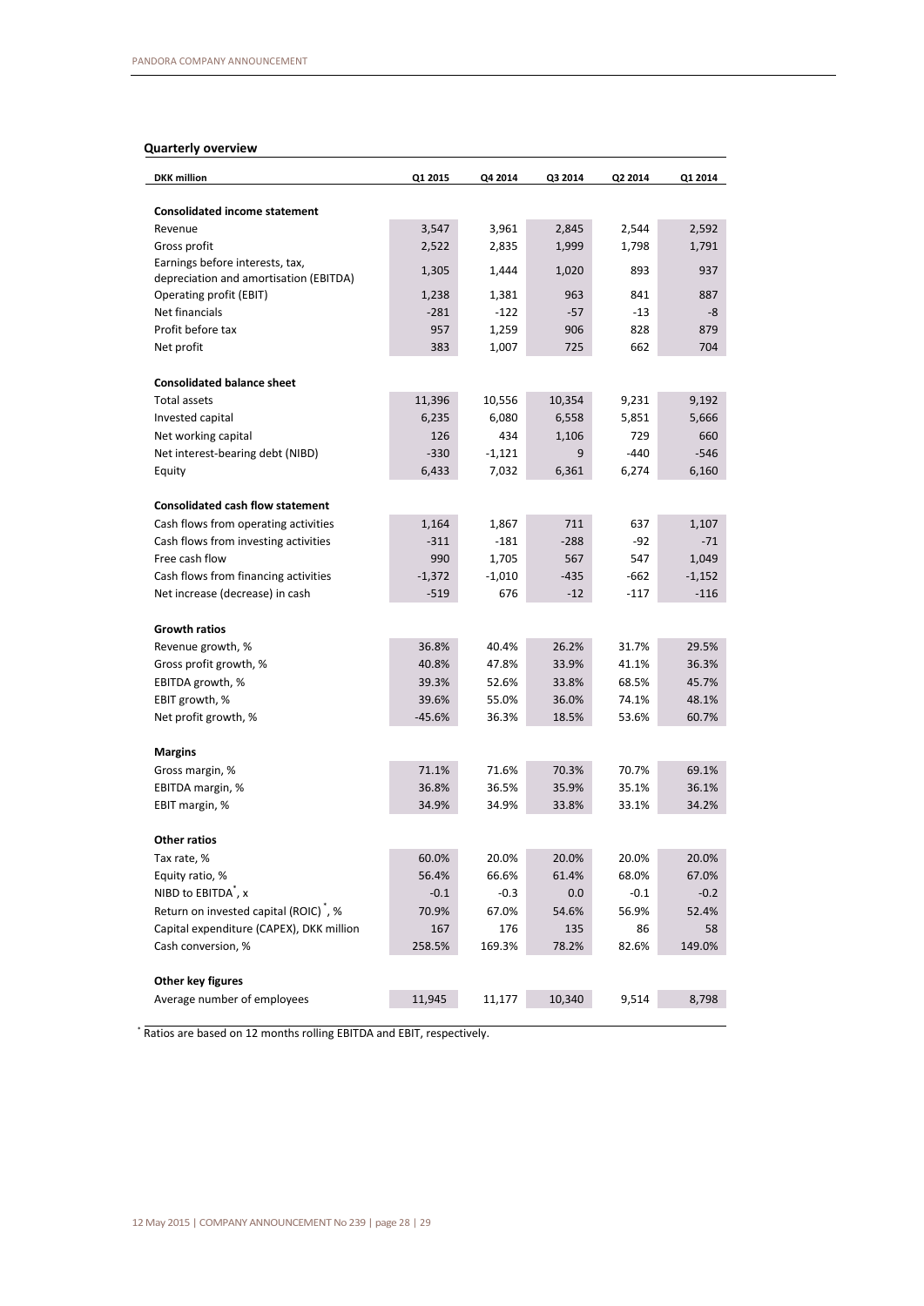## Quarterly overview

| DKK million | Q1 2015 | Q4 2014 | Q3 2014 | Q2 2014 | Q1 2014 |
|---|---|---|---|---|---|
| **Consolidated income statement** | | | | | |
| Revenue | 3,547 | 3,961 | 2,845 | 2,544 | 2,592 |
| Gross profit | 2,522 | 2,835 | 1,999 | 1,798 | 1,791 |
| Earnings before interests, tax, depreciation and amortisation (EBITDA) | 1,305 | 1,444 | 1,020 | 893 | 937 |
| Operating profit (EBIT) | 1,238 | 1,381 | 963 | 841 | 887 |
| Net financials | -281 | -122 | -57 | -13 | -8 |
| Profit before tax | 957 | 1,259 | 906 | 828 | 879 |
| Net profit | 383 | 1,007 | 725 | 662 | 704 |
| **Consolidated balance sheet** | | | | | |
| Total assets | 11,396 | 10,556 | 10,354 | 9,231 | 9,192 |
| Invested capital | 6,235 | 6,080 | 6,558 | 5,851 | 5,666 |
| Net working capital | 126 | 434 | 1,106 | 729 | 660 |
| Net interest-bearing debt (NIBD) | -330 | -1,121 | 9 | -440 | -546 |
| Equity | 6,433 | 7,032 | 6,361 | 6,274 | 6,160 |
| **Consolidated cash flow statement** | | | | | |
| Cash flows from operating activities | 1,164 | 1,867 | 711 | 637 | 1,107 |
| Cash flows from investing activities | -311 | -181 | -288 | -92 | -71 |
| Free cash flow | 990 | 1,705 | 567 | 547 | 1,049 |
| Cash flows from financing activities | -1,372 | -1,010 | -435 | -662 | -1,152 |
| Net increase (decrease) in cash | -519 | 676 | -12 | -117 | -116 |
| **Growth ratios** | | | | | |
| Revenue growth, % | 36.8% | 40.4% | 26.2% | 31.7% | 29.5% |
| Gross profit growth, % | 40.8% | 47.8% | 33.9% | 41.1% | 36.3% |
| EBITDA growth, % | 39.3% | 52.6% | 33.8% | 68.5% | 45.7% |
| EBIT growth, % | 39.6% | 55.0% | 36.0% | 74.1% | 48.1% |
| Net profit growth, % | -45.6% | 36.3% | 18.5% | 53.6% | 60.7% |
| **Margins** | | | | | |
| Gross margin, % | 71.1% | 71.6% | 70.3% | 70.7% | 69.1% |
| EBITDA margin, % | 36.8% | 36.5% | 35.9% | 35.1% | 36.1% |
| EBIT margin, % | 34.9% | 34.9% | 33.8% | 33.1% | 34.2% |
| **Other ratios** | | | | | |
| Tax rate, % | 60.0% | 20.0% | 20.0% | 20.0% | 20.0% |
| Equity ratio, % | 56.4% | 66.6% | 61.4% | 68.0% | 67.0% |
| NIBD to EBITDA*, x | -0.1 | -0.3 | 0.0 | -0.1 | -0.2 |
| Return on invested capital (ROIC)*, % | 70.9% | 67.0% | 54.6% | 56.9% | 52.4% |
| Capital expenditure (CAPEX), DKK million | 167 | 176 | 135 | 86 | 58 |
| Cash conversion, % | 258.5% | 169.3% | 78.2% | 82.6% | 149.0% |
| **Other key figures** | | | | | |
| Average number of employees | 11,945 | 11,177 | 10,340 | 9,514 | 8,798 |

* Ratios are based on 12 months rolling EBITDA and EBIT, respectively.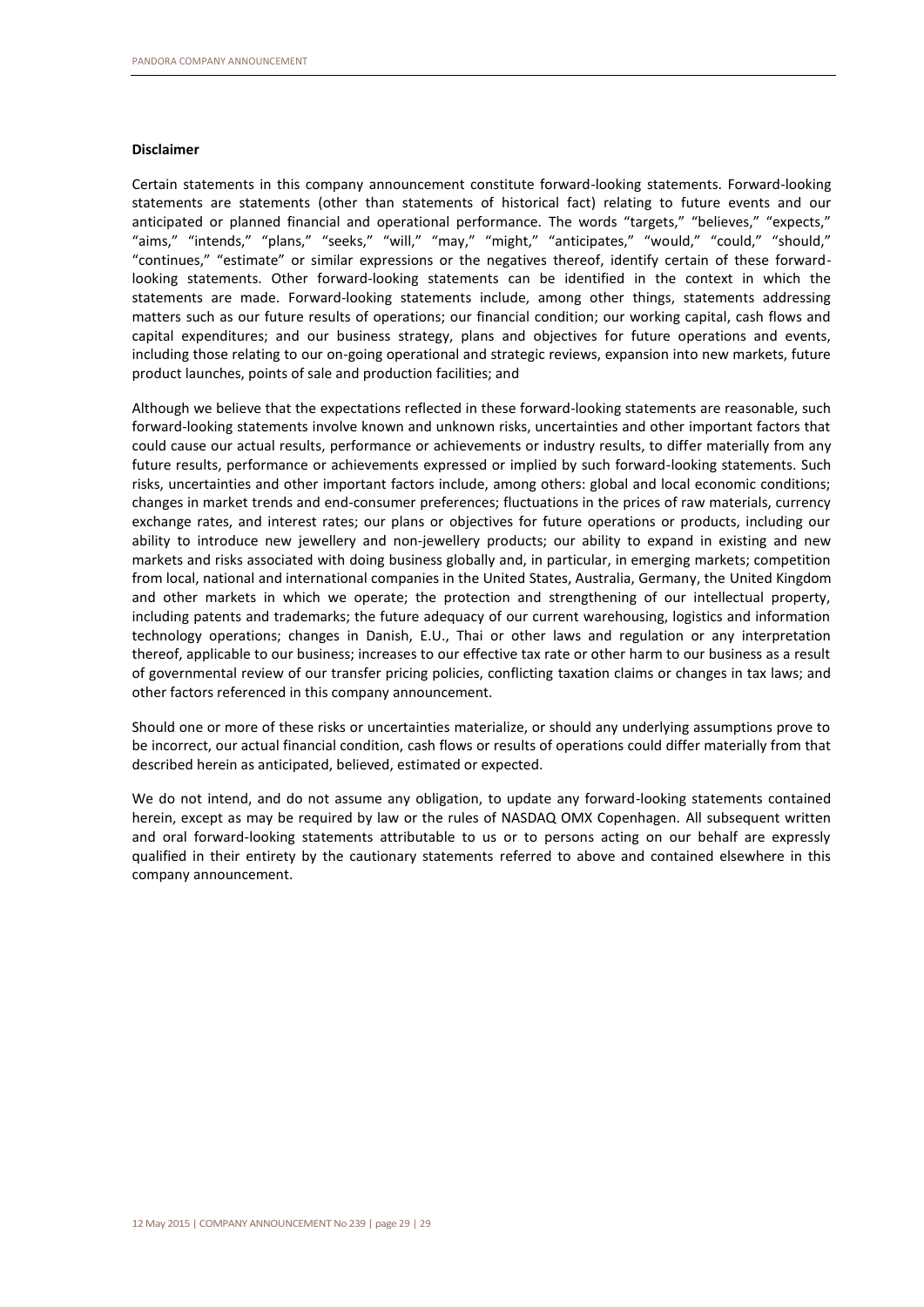**Disclaimer**

Certain statements in this company announcement constitute forward-looking statements. Forward-looking statements are statements (other than statements of historical fact) relating to future events and our anticipated or planned financial and operational performance. The words "targets," "believes," "expects," "aims," "intends," "plans," "seeks," "will," "may," "might," "anticipates," "would," "could," "should," "continues," "estimate" or similar expressions or the negatives thereof, identify certain of these forward-looking statements. Other forward-looking statements can be identified in the context in which the statements are made. Forward-looking statements include, among other things, statements addressing matters such as our future results of operations; our financial condition; our working capital, cash flows and capital expenditures; and our business strategy, plans and objectives for future operations and events, including those relating to our on-going operational and strategic reviews, expansion into new markets, future product launches, points of sale and production facilities; and

Although we believe that the expectations reflected in these forward-looking statements are reasonable, such forward-looking statements involve known and unknown risks, uncertainties and other important factors that could cause our actual results, performance or achievements or industry results, to differ materially from any future results, performance or achievements expressed or implied by such forward-looking statements. Such risks, uncertainties and other important factors include, among others: global and local economic conditions; changes in market trends and end-consumer preferences; fluctuations in the prices of raw materials, currency exchange rates, and interest rates; our plans or objectives for future operations or products, including our ability to introduce new jewellery and non-jewellery products; our ability to expand in existing and new markets and risks associated with doing business globally and, in particular, in emerging markets; competition from local, national and international companies in the United States, Australia, Germany, the United Kingdom and other markets in which we operate; the protection and strengthening of our intellectual property, including patents and trademarks; the future adequacy of our current warehousing, logistics and information technology operations; changes in Danish, E.U., Thai or other laws and regulation or any interpretation thereof, applicable to our business; increases to our effective tax rate or other harm to our business as a result of governmental review of our transfer pricing policies, conflicting taxation claims or changes in tax laws; and other factors referenced in this company announcement.

Should one or more of these risks or uncertainties materialize, or should any underlying assumptions prove to be incorrect, our actual financial condition, cash flows or results of operations could differ materially from that described herein as anticipated, believed, estimated or expected.

We do not intend, and do not assume any obligation, to update any forward-looking statements contained herein, except as may be required by law or the rules of NASDAQ OMX Copenhagen. All subsequent written and oral forward-looking statements attributable to us or to persons acting on our behalf are expressly qualified in their entirety by the cautionary statements referred to above and contained elsewhere in this company announcement.